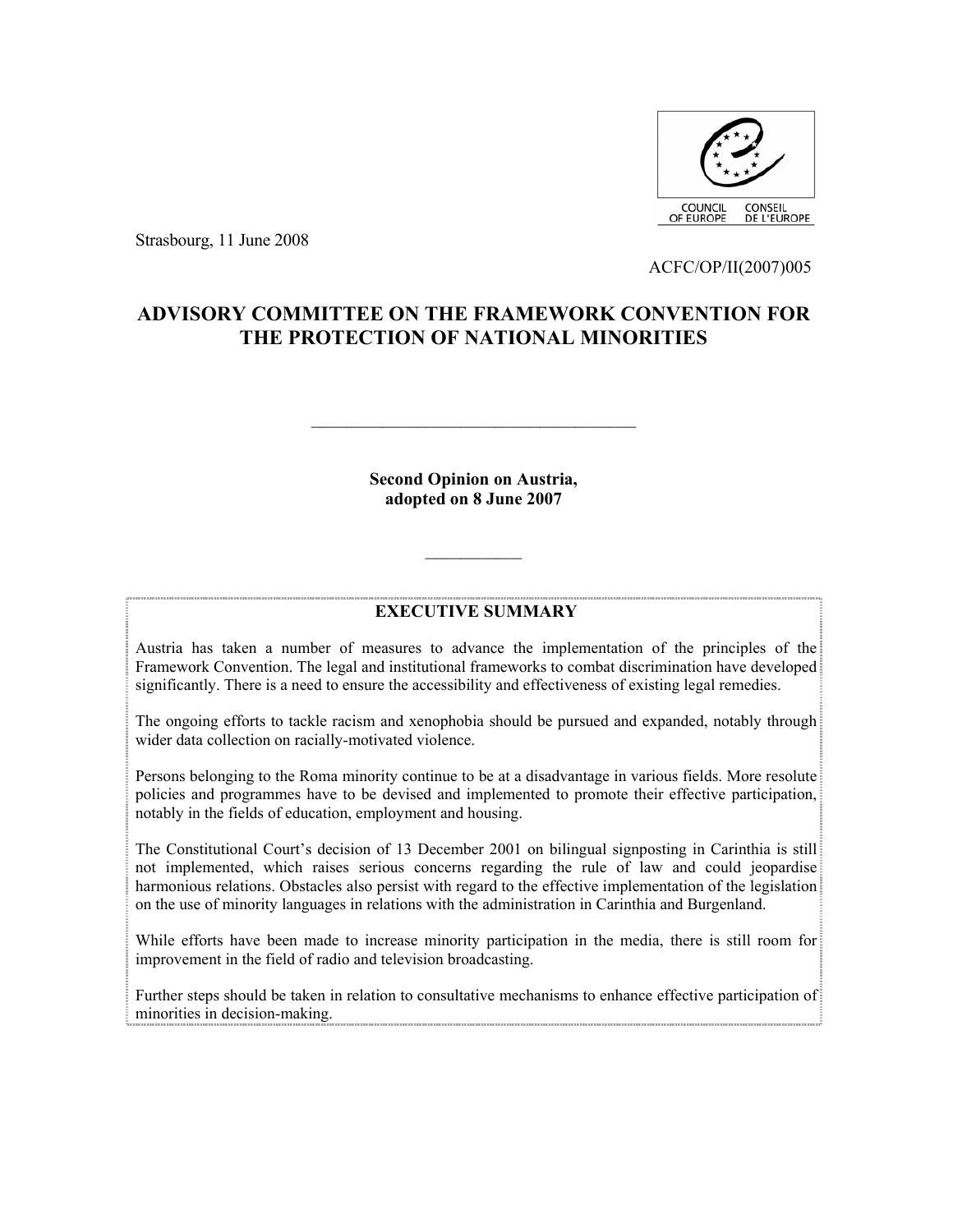COUNCIL OF EUROPE CONSEIL DE L'EUROPE

Strasbourg, 11 June 2008

ACFC/OP/II(2007)005

# ADVISORY COMMITTEE ON THE FRAMEWORK CONVENTION FOR THE PROTECTION OF NATIONAL MINORITIES

---

**Second Opinion on Austria, adopted on 8 June 2007**

---

## EXECUTIVE SUMMARY

Austria has taken a number of measures to advance the implementation of the principles of the Framework Convention. The legal and institutional frameworks to combat discrimination have developed significantly. There is a need to ensure the accessibility and effectiveness of existing legal remedies.

The ongoing efforts to tackle racism and xenophobia should be pursued and expanded, notably through wider data collection on racially-motivated violence.

Persons belonging to the Roma minority continue to be at a disadvantage in various fields. More resolute policies and programmes have to be devised and implemented to promote their effective participation, notably in the fields of education, employment and housing.

The Constitutional Court's decision of 13 December 2001 on bilingual signposting in Carinthia is still not implemented, which raises serious concerns regarding the rule of law and could jeopardise harmonious relations. Obstacles also persist with regard to the effective implementation of the legislation on the use of minority languages in relations with the administration in Carinthia and Burgenland.

While efforts have been made to increase minority participation in the media, there is still room for improvement in the field of radio and television broadcasting.

Further steps should be taken in relation to consultative mechanisms to enhance effective participation of minorities in decision-making.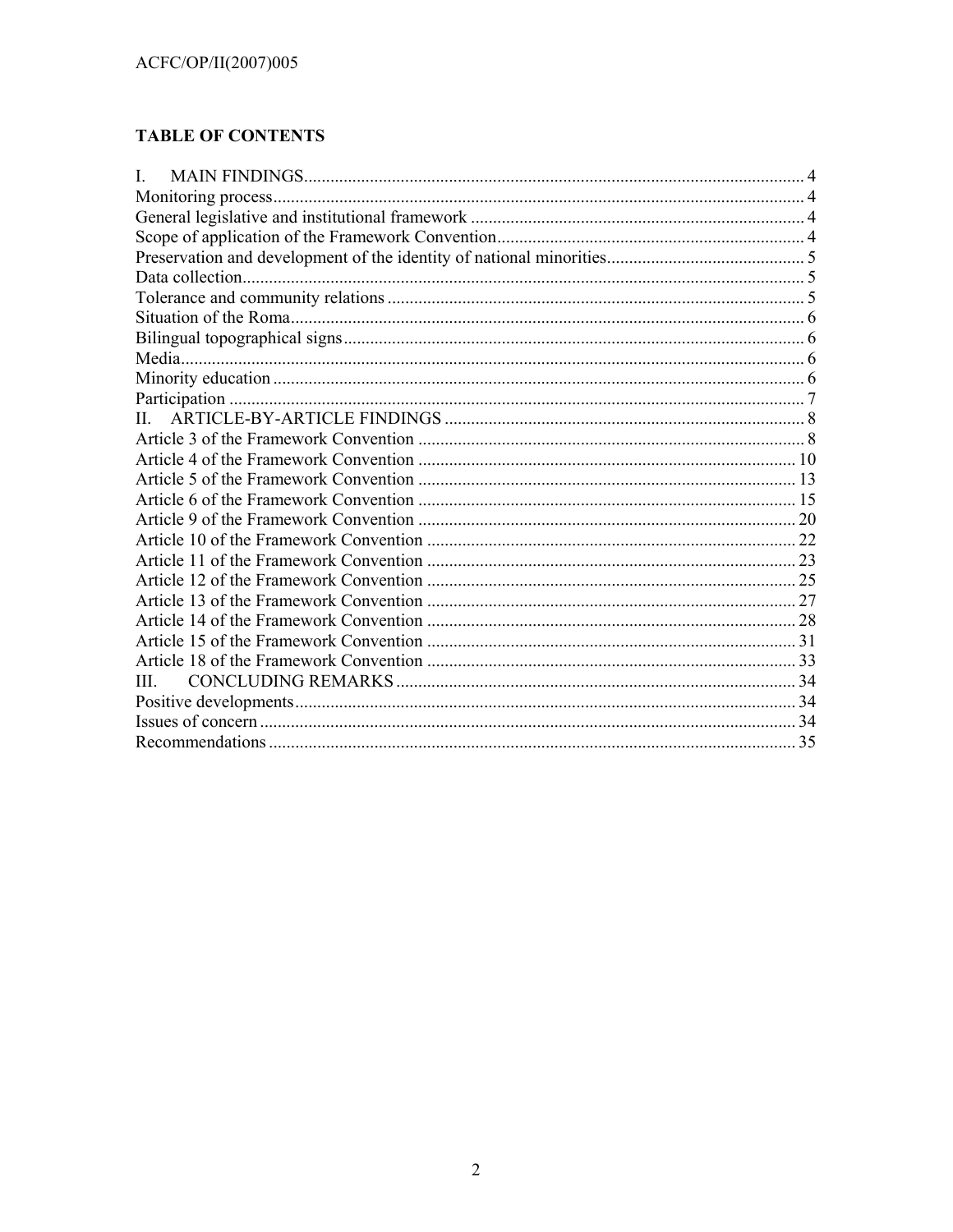## TABLE OF CONTENTS

I. MAIN FINDINGS ..... 4
Monitoring process ..... 4
General legislative and institutional framework ..... 4
Scope of application of the Framework Convention ..... 4
Preservation and development of the identity of national minorities ..... 5
Data collection ..... 5
Tolerance and community relations ..... 5
Situation of the Roma ..... 6
Bilingual topographical signs ..... 6
Media ..... 6
Minority education ..... 6
Participation ..... 7
II. ARTICLE-BY-ARTICLE FINDINGS ..... 8
Article 3 of the Framework Convention ..... 8
Article 4 of the Framework Convention ..... 10
Article 5 of the Framework Convention ..... 13
Article 6 of the Framework Convention ..... 15
Article 9 of the Framework Convention ..... 20
Article 10 of the Framework Convention ..... 22
Article 11 of the Framework Convention ..... 23
Article 12 of the Framework Convention ..... 25
Article 13 of the Framework Convention ..... 27
Article 14 of the Framework Convention ..... 28
Article 15 of the Framework Convention ..... 31
Article 18 of the Framework Convention ..... 33
III. CONCLUDING REMARKS ..... 34
Positive developments ..... 34
Issues of concern ..... 34
Recommendations ..... 35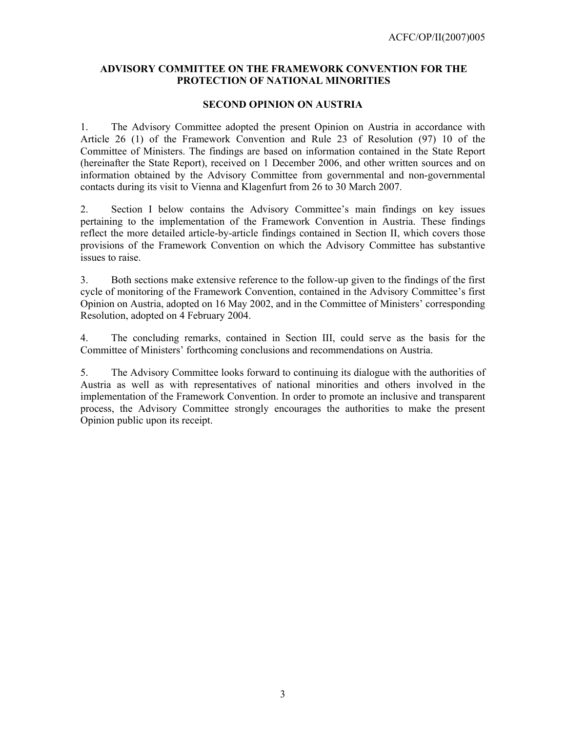## ADVISORY COMMITTEE ON THE FRAMEWORK CONVENTION FOR THE PROTECTION OF NATIONAL MINORITIES

### SECOND OPINION ON AUSTRIA

1. The Advisory Committee adopted the present Opinion on Austria in accordance with Article 26 (1) of the Framework Convention and Rule 23 of Resolution (97) 10 of the Committee of Ministers. The findings are based on information contained in the State Report (hereinafter the State Report), received on 1 December 2006, and other written sources and on information obtained by the Advisory Committee from governmental and non-governmental contacts during its visit to Vienna and Klagenfurt from 26 to 30 March 2007.

2. Section I below contains the Advisory Committee's main findings on key issues pertaining to the implementation of the Framework Convention in Austria. These findings reflect the more detailed article-by-article findings contained in Section II, which covers those provisions of the Framework Convention on which the Advisory Committee has substantive issues to raise.

3. Both sections make extensive reference to the follow-up given to the findings of the first cycle of monitoring of the Framework Convention, contained in the Advisory Committee's first Opinion on Austria, adopted on 16 May 2002, and in the Committee of Ministers' corresponding Resolution, adopted on 4 February 2004.

4. The concluding remarks, contained in Section III, could serve as the basis for the Committee of Ministers' forthcoming conclusions and recommendations on Austria.

5. The Advisory Committee looks forward to continuing its dialogue with the authorities of Austria as well as with representatives of national minorities and others involved in the implementation of the Framework Convention. In order to promote an inclusive and transparent process, the Advisory Committee strongly encourages the authorities to make the present Opinion public upon its receipt.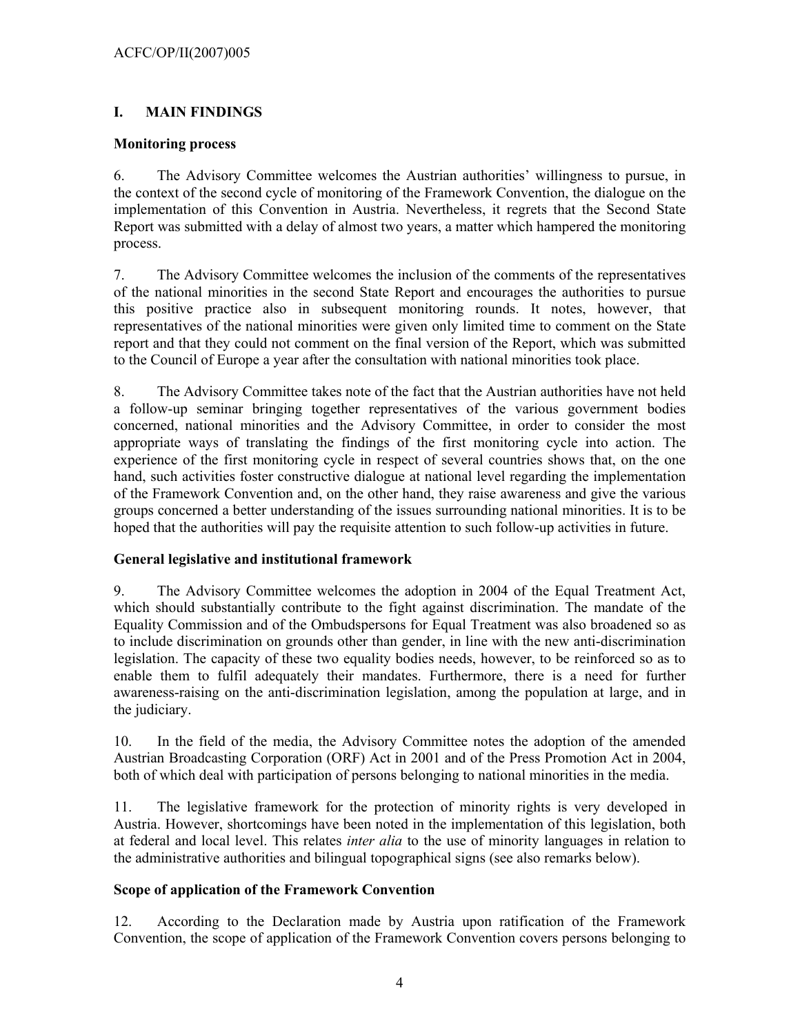## I. MAIN FINDINGS

### Monitoring process

6. The Advisory Committee welcomes the Austrian authorities' willingness to pursue, in the context of the second cycle of monitoring of the Framework Convention, the dialogue on the implementation of this Convention in Austria. Nevertheless, it regrets that the Second State Report was submitted with a delay of almost two years, a matter which hampered the monitoring process.

7. The Advisory Committee welcomes the inclusion of the comments of the representatives of the national minorities in the second State Report and encourages the authorities to pursue this positive practice also in subsequent monitoring rounds. It notes, however, that representatives of the national minorities were given only limited time to comment on the State report and that they could not comment on the final version of the Report, which was submitted to the Council of Europe a year after the consultation with national minorities took place.

8. The Advisory Committee takes note of the fact that the Austrian authorities have not held a follow-up seminar bringing together representatives of the various government bodies concerned, national minorities and the Advisory Committee, in order to consider the most appropriate ways of translating the findings of the first monitoring cycle into action. The experience of the first monitoring cycle in respect of several countries shows that, on the one hand, such activities foster constructive dialogue at national level regarding the implementation of the Framework Convention and, on the other hand, they raise awareness and give the various groups concerned a better understanding of the issues surrounding national minorities. It is to be hoped that the authorities will pay the requisite attention to such follow-up activities in future.

### General legislative and institutional framework

9. The Advisory Committee welcomes the adoption in 2004 of the Equal Treatment Act, which should substantially contribute to the fight against discrimination. The mandate of the Equality Commission and of the Ombudspersons for Equal Treatment was also broadened so as to include discrimination on grounds other than gender, in line with the new anti-discrimination legislation. The capacity of these two equality bodies needs, however, to be reinforced so as to enable them to fulfil adequately their mandates. Furthermore, there is a need for further awareness-raising on the anti-discrimination legislation, among the population at large, and in the judiciary.

10. In the field of the media, the Advisory Committee notes the adoption of the amended Austrian Broadcasting Corporation (ORF) Act in 2001 and of the Press Promotion Act in 2004, both of which deal with participation of persons belonging to national minorities in the media.

11. The legislative framework for the protection of minority rights is very developed in Austria. However, shortcomings have been noted in the implementation of this legislation, both at federal and local level. This relates *inter alia* to the use of minority languages in relation to the administrative authorities and bilingual topographical signs (see also remarks below).

### Scope of application of the Framework Convention

12. According to the Declaration made by Austria upon ratification of the Framework Convention, the scope of application of the Framework Convention covers persons belonging to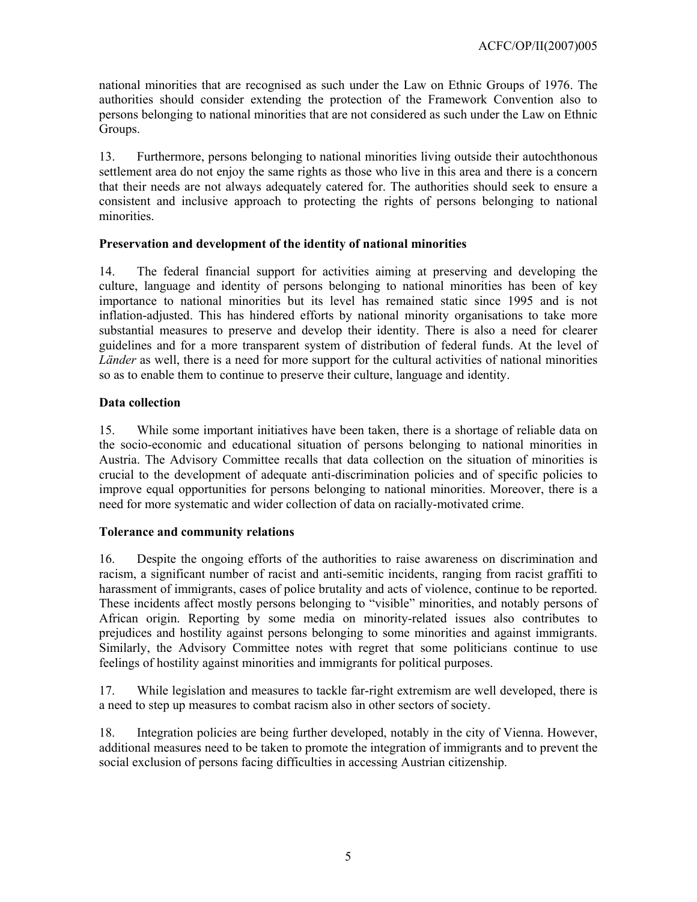national minorities that are recognised as such under the Law on Ethnic Groups of 1976. The authorities should consider extending the protection of the Framework Convention also to persons belonging to national minorities that are not considered as such under the Law on Ethnic Groups.

13. Furthermore, persons belonging to national minorities living outside their autochthonous settlement area do not enjoy the same rights as those who live in this area and there is a concern that their needs are not always adequately catered for. The authorities should seek to ensure a consistent and inclusive approach to protecting the rights of persons belonging to national minorities.

**Preservation and development of the identity of national minorities**

14. The federal financial support for activities aiming at preserving and developing the culture, language and identity of persons belonging to national minorities has been of key importance to national minorities but its level has remained static since 1995 and is not inflation-adjusted. This has hindered efforts by national minority organisations to take more substantial measures to preserve and develop their identity. There is also a need for clearer guidelines and for a more transparent system of distribution of federal funds. At the level of *Länder* as well, there is a need for more support for the cultural activities of national minorities so as to enable them to continue to preserve their culture, language and identity.

**Data collection**

15. While some important initiatives have been taken, there is a shortage of reliable data on the socio-economic and educational situation of persons belonging to national minorities in Austria. The Advisory Committee recalls that data collection on the situation of minorities is crucial to the development of adequate anti-discrimination policies and of specific policies to improve equal opportunities for persons belonging to national minorities. Moreover, there is a need for more systematic and wider collection of data on racially-motivated crime.

**Tolerance and community relations**

16. Despite the ongoing efforts of the authorities to raise awareness on discrimination and racism, a significant number of racist and anti-semitic incidents, ranging from racist graffiti to harassment of immigrants, cases of police brutality and acts of violence, continue to be reported. These incidents affect mostly persons belonging to "visible" minorities, and notably persons of African origin. Reporting by some media on minority-related issues also contributes to prejudices and hostility against persons belonging to some minorities and against immigrants. Similarly, the Advisory Committee notes with regret that some politicians continue to use feelings of hostility against minorities and immigrants for political purposes.

17. While legislation and measures to tackle far-right extremism are well developed, there is a need to step up measures to combat racism also in other sectors of society.

18. Integration policies are being further developed, notably in the city of Vienna. However, additional measures need to be taken to promote the integration of immigrants and to prevent the social exclusion of persons facing difficulties in accessing Austrian citizenship.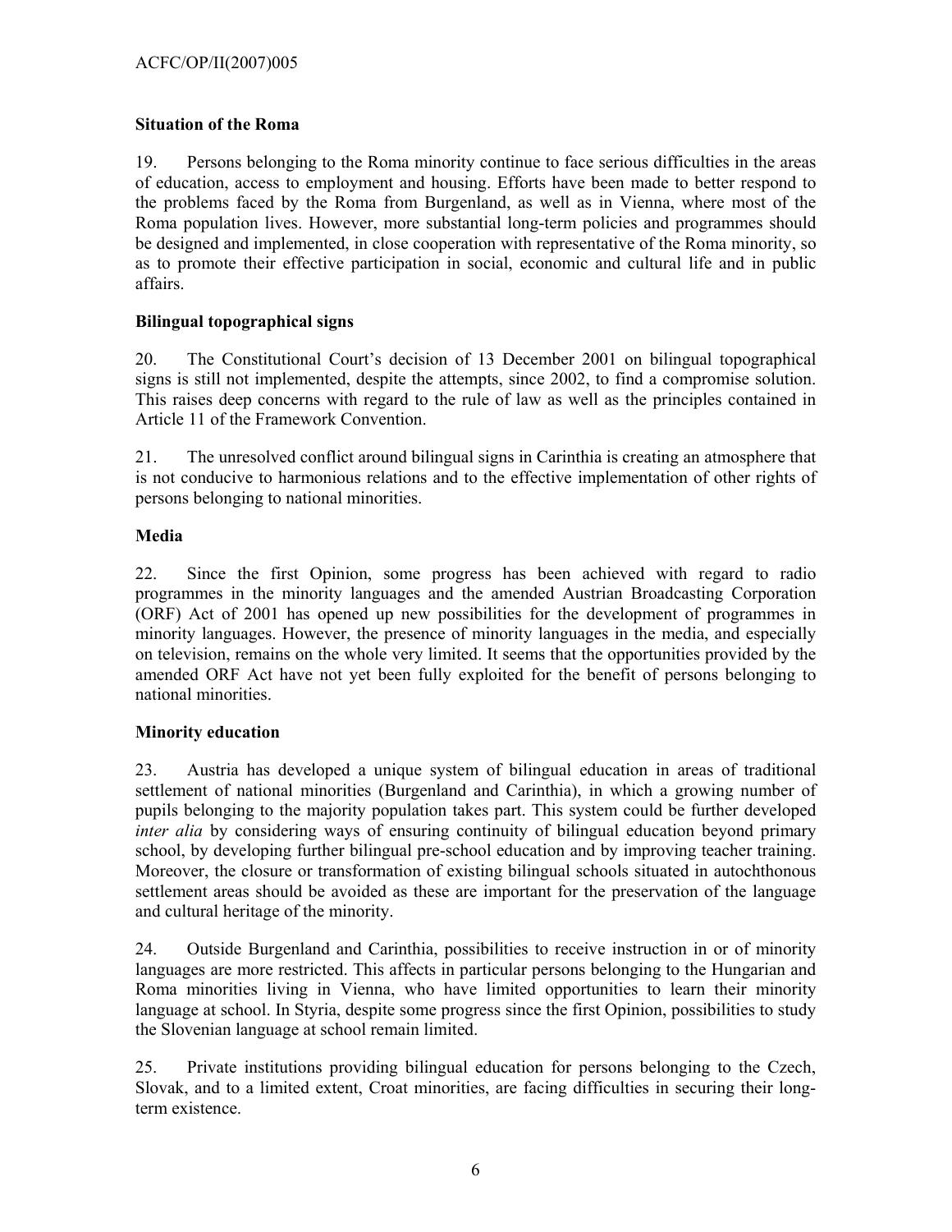**Situation of the Roma**

19. Persons belonging to the Roma minority continue to face serious difficulties in the areas of education, access to employment and housing. Efforts have been made to better respond to the problems faced by the Roma from Burgenland, as well as in Vienna, where most of the Roma population lives. However, more substantial long-term policies and programmes should be designed and implemented, in close cooperation with representative of the Roma minority, so as to promote their effective participation in social, economic and cultural life and in public affairs.

**Bilingual topographical signs**

20. The Constitutional Court's decision of 13 December 2001 on bilingual topographical signs is still not implemented, despite the attempts, since 2002, to find a compromise solution. This raises deep concerns with regard to the rule of law as well as the principles contained in Article 11 of the Framework Convention.

21. The unresolved conflict around bilingual signs in Carinthia is creating an atmosphere that is not conducive to harmonious relations and to the effective implementation of other rights of persons belonging to national minorities.

**Media**

22. Since the first Opinion, some progress has been achieved with regard to radio programmes in the minority languages and the amended Austrian Broadcasting Corporation (ORF) Act of 2001 has opened up new possibilities for the development of programmes in minority languages. However, the presence of minority languages in the media, and especially on television, remains on the whole very limited. It seems that the opportunities provided by the amended ORF Act have not yet been fully exploited for the benefit of persons belonging to national minorities.

**Minority education**

23. Austria has developed a unique system of bilingual education in areas of traditional settlement of national minorities (Burgenland and Carinthia), in which a growing number of pupils belonging to the majority population takes part. This system could be further developed *inter alia* by considering ways of ensuring continuity of bilingual education beyond primary school, by developing further bilingual pre-school education and by improving teacher training. Moreover, the closure or transformation of existing bilingual schools situated in autochthonous settlement areas should be avoided as these are important for the preservation of the language and cultural heritage of the minority.

24. Outside Burgenland and Carinthia, possibilities to receive instruction in or of minority languages are more restricted. This affects in particular persons belonging to the Hungarian and Roma minorities living in Vienna, who have limited opportunities to learn their minority language at school. In Styria, despite some progress since the first Opinion, possibilities to study the Slovenian language at school remain limited.

25. Private institutions providing bilingual education for persons belonging to the Czech, Slovak, and to a limited extent, Croat minorities, are facing difficulties in securing their long-term existence.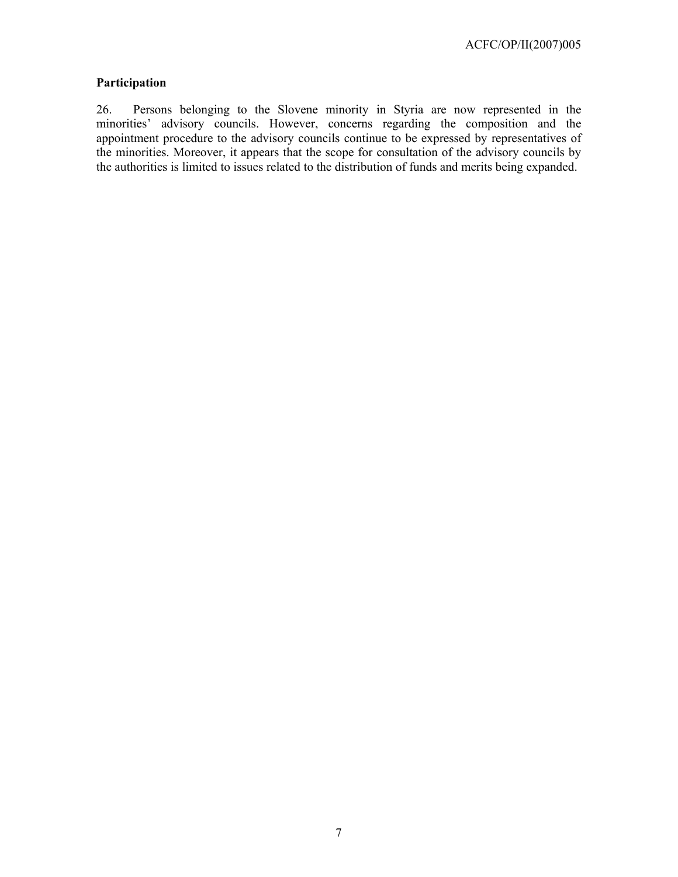**Participation**

26. Persons belonging to the Slovene minority in Styria are now represented in the minorities' advisory councils. However, concerns regarding the composition and the appointment procedure to the advisory councils continue to be expressed by representatives of the minorities. Moreover, it appears that the scope for consultation of the advisory councils by the authorities is limited to issues related to the distribution of funds and merits being expanded.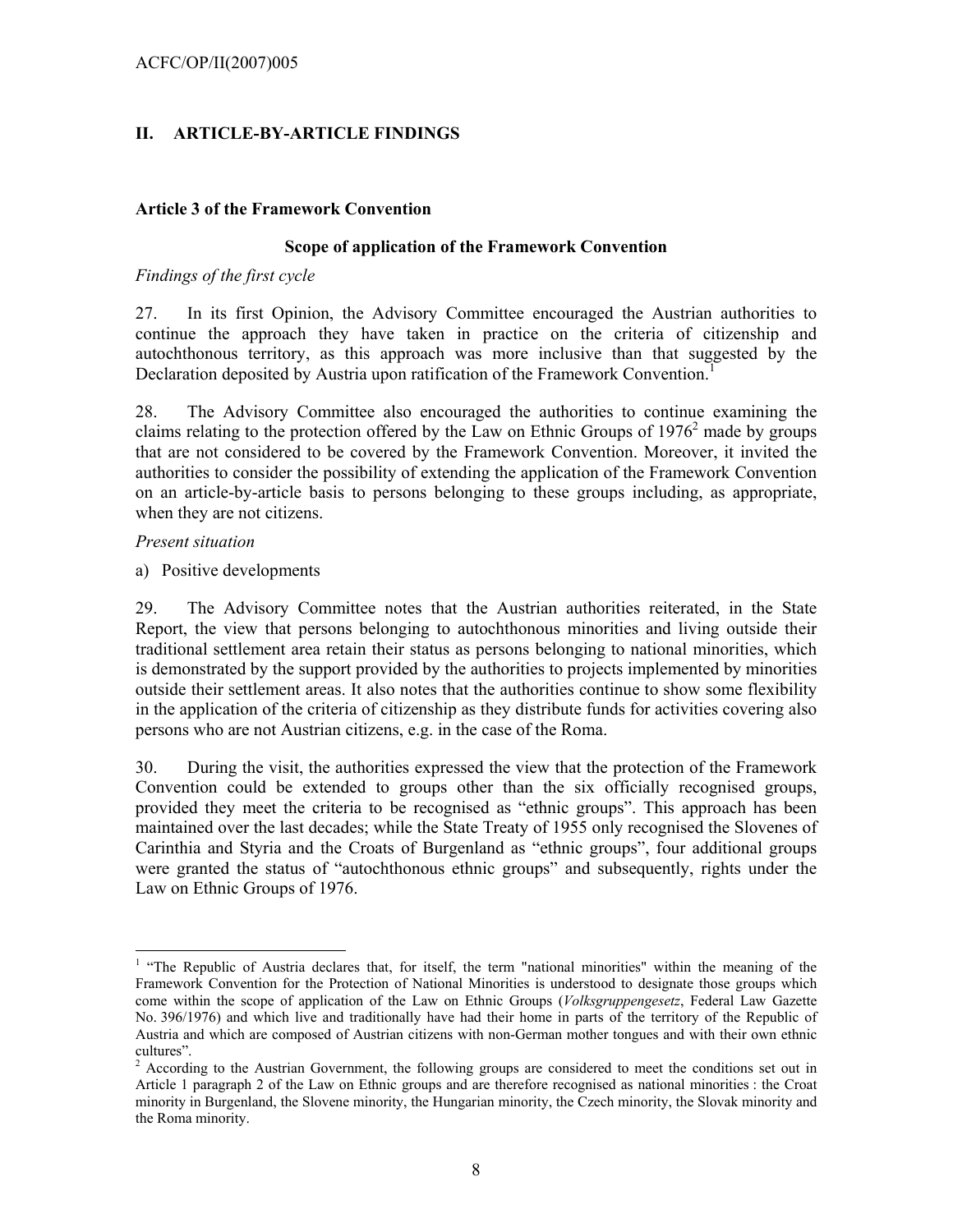## II. ARTICLE-BY-ARTICLE FINDINGS

### Article 3 of the Framework Convention

**Scope of application of the Framework Convention**

*Findings of the first cycle*

27. In its first Opinion, the Advisory Committee encouraged the Austrian authorities to continue the approach they have taken in practice on the criteria of citizenship and autochthonous territory, as this approach was more inclusive than that suggested by the Declaration deposited by Austria upon ratification of the Framework Convention.[1]

28. The Advisory Committee also encouraged the authorities to continue examining the claims relating to the protection offered by the Law on Ethnic Groups of 1976[2] made by groups that are not considered to be covered by the Framework Convention. Moreover, it invited the authorities to consider the possibility of extending the application of the Framework Convention on an article-by-article basis to persons belonging to these groups including, as appropriate, when they are not citizens.

*Present situation*

a) Positive developments

29. The Advisory Committee notes that the Austrian authorities reiterated, in the State Report, the view that persons belonging to autochthonous minorities and living outside their traditional settlement area retain their status as persons belonging to national minorities, which is demonstrated by the support provided by the authorities to projects implemented by minorities outside their settlement areas. It also notes that the authorities continue to show some flexibility in the application of the criteria of citizenship as they distribute funds for activities covering also persons who are not Austrian citizens, e.g. in the case of the Roma.

30. During the visit, the authorities expressed the view that the protection of the Framework Convention could be extended to groups other than the six officially recognised groups, provided they meet the criteria to be recognised as "ethnic groups". This approach has been maintained over the last decades; while the State Treaty of 1955 only recognised the Slovenes of Carinthia and Styria and the Croats of Burgenland as "ethnic groups", four additional groups were granted the status of "autochthonous ethnic groups" and subsequently, rights under the Law on Ethnic Groups of 1976.

---

[1] "The Republic of Austria declares that, for itself, the term "national minorities" within the meaning of the Framework Convention for the Protection of National Minorities is understood to designate those groups which come within the scope of application of the Law on Ethnic Groups (*Volksgruppengesetz*, Federal Law Gazette No. 396/1976) and which live and traditionally have had their home in parts of the territory of the Republic of Austria and which are composed of Austrian citizens with non-German mother tongues and with their own ethnic cultures".

[2] According to the Austrian Government, the following groups are considered to meet the conditions set out in Article 1 paragraph 2 of the Law on Ethnic groups and are therefore recognised as national minorities : the Croat minority in Burgenland, the Slovene minority, the Hungarian minority, the Czech minority, the Slovak minority and the Roma minority.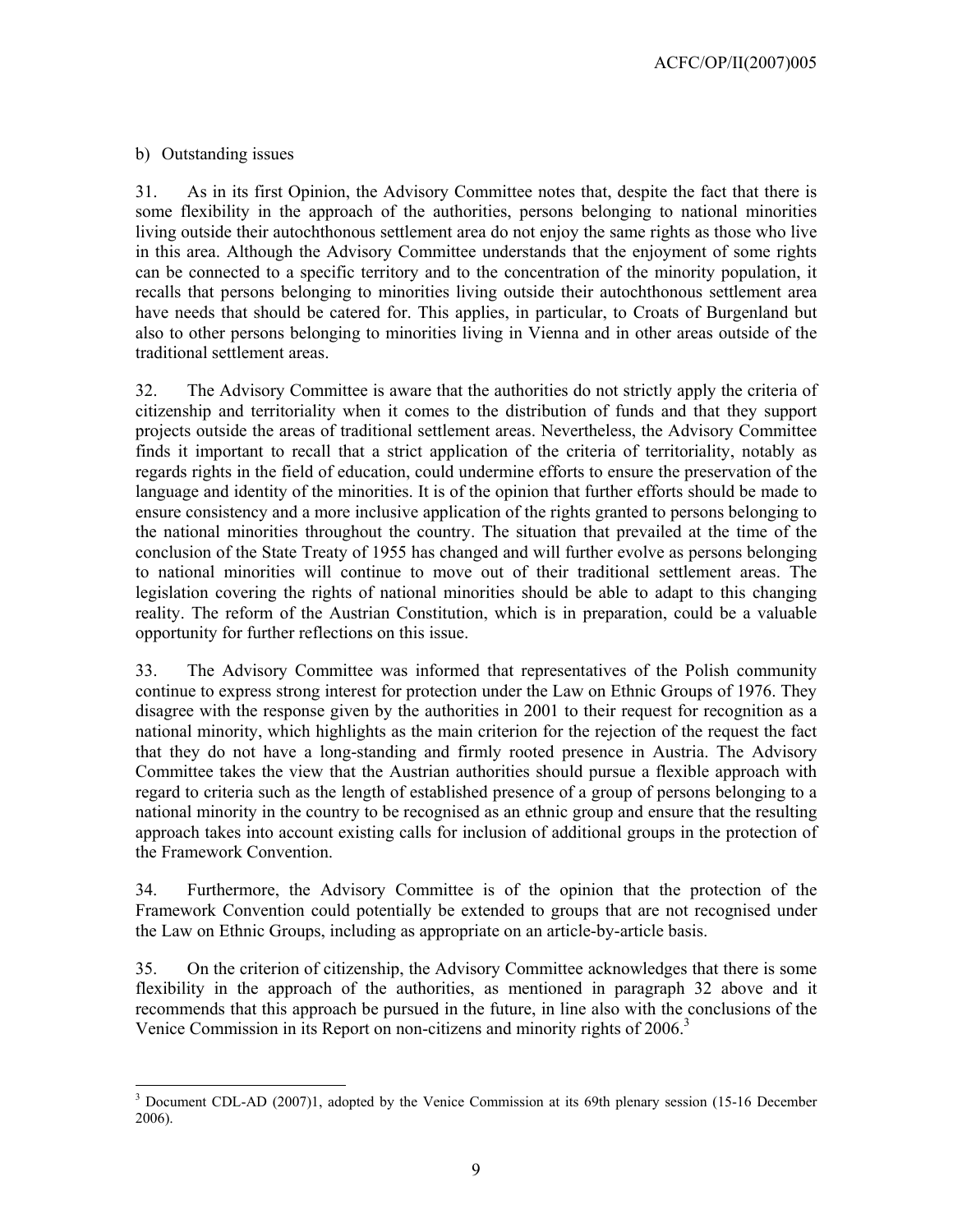b) Outstanding issues

31. As in its first Opinion, the Advisory Committee notes that, despite the fact that there is some flexibility in the approach of the authorities, persons belonging to national minorities living outside their autochthonous settlement area do not enjoy the same rights as those who live in this area. Although the Advisory Committee understands that the enjoyment of some rights can be connected to a specific territory and to the concentration of the minority population, it recalls that persons belonging to minorities living outside their autochthonous settlement area have needs that should be catered for. This applies, in particular, to Croats of Burgenland but also to other persons belonging to minorities living in Vienna and in other areas outside of the traditional settlement areas.

32. The Advisory Committee is aware that the authorities do not strictly apply the criteria of citizenship and territoriality when it comes to the distribution of funds and that they support projects outside the areas of traditional settlement areas. Nevertheless, the Advisory Committee finds it important to recall that a strict application of the criteria of territoriality, notably as regards rights in the field of education, could undermine efforts to ensure the preservation of the language and identity of the minorities. It is of the opinion that further efforts should be made to ensure consistency and a more inclusive application of the rights granted to persons belonging to the national minorities throughout the country. The situation that prevailed at the time of the conclusion of the State Treaty of 1955 has changed and will further evolve as persons belonging to national minorities will continue to move out of their traditional settlement areas. The legislation covering the rights of national minorities should be able to adapt to this changing reality. The reform of the Austrian Constitution, which is in preparation, could be a valuable opportunity for further reflections on this issue.

33. The Advisory Committee was informed that representatives of the Polish community continue to express strong interest for protection under the Law on Ethnic Groups of 1976. They disagree with the response given by the authorities in 2001 to their request for recognition as a national minority, which highlights as the main criterion for the rejection of the request the fact that they do not have a long-standing and firmly rooted presence in Austria. The Advisory Committee takes the view that the Austrian authorities should pursue a flexible approach with regard to criteria such as the length of established presence of a group of persons belonging to a national minority in the country to be recognised as an ethnic group and ensure that the resulting approach takes into account existing calls for inclusion of additional groups in the protection of the Framework Convention.

34. Furthermore, the Advisory Committee is of the opinion that the protection of the Framework Convention could potentially be extended to groups that are not recognised under the Law on Ethnic Groups, including as appropriate on an article-by-article basis.

35. On the criterion of citizenship, the Advisory Committee acknowledges that there is some flexibility in the approach of the authorities, as mentioned in paragraph 32 above and it recommends that this approach be pursued in the future, in line also with the conclusions of the Venice Commission in its Report on non-citizens and minority rights of 2006.[3]

---

[3] Document CDL-AD (2007)1, adopted by the Venice Commission at its 69th plenary session (15-16 December 2006).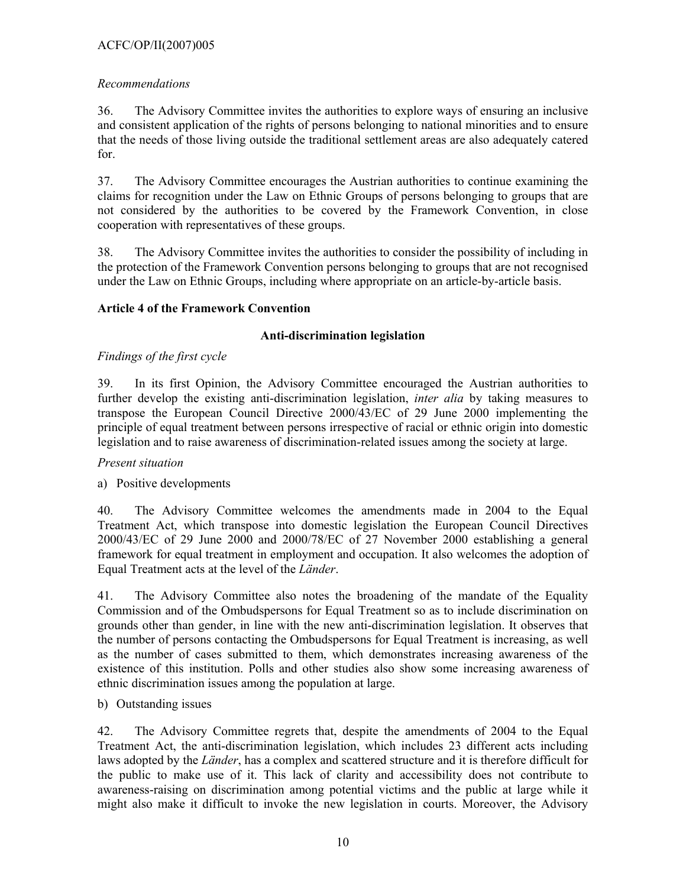*Recommendations*

36. The Advisory Committee invites the authorities to explore ways of ensuring an inclusive and consistent application of the rights of persons belonging to national minorities and to ensure that the needs of those living outside the traditional settlement areas are also adequately catered for.

37. The Advisory Committee encourages the Austrian authorities to continue examining the claims for recognition under the Law on Ethnic Groups of persons belonging to groups that are not considered by the authorities to be covered by the Framework Convention, in close cooperation with representatives of these groups.

38. The Advisory Committee invites the authorities to consider the possibility of including in the protection of the Framework Convention persons belonging to groups that are not recognised under the Law on Ethnic Groups, including where appropriate on an article-by-article basis.

**Article 4 of the Framework Convention**

**Anti-discrimination legislation**

*Findings of the first cycle*

39. In its first Opinion, the Advisory Committee encouraged the Austrian authorities to further develop the existing anti-discrimination legislation, *inter alia* by taking measures to transpose the European Council Directive 2000/43/EC of 29 June 2000 implementing the principle of equal treatment between persons irrespective of racial or ethnic origin into domestic legislation and to raise awareness of discrimination-related issues among the society at large.

*Present situation*

a) Positive developments

40. The Advisory Committee welcomes the amendments made in 2004 to the Equal Treatment Act, which transpose into domestic legislation the European Council Directives 2000/43/EC of 29 June 2000 and 2000/78/EC of 27 November 2000 establishing a general framework for equal treatment in employment and occupation. It also welcomes the adoption of Equal Treatment acts at the level of the *Länder*.

41. The Advisory Committee also notes the broadening of the mandate of the Equality Commission and of the Ombudspersons for Equal Treatment so as to include discrimination on grounds other than gender, in line with the new anti-discrimination legislation. It observes that the number of persons contacting the Ombudspersons for Equal Treatment is increasing, as well as the number of cases submitted to them, which demonstrates increasing awareness of the existence of this institution. Polls and other studies also show some increasing awareness of ethnic discrimination issues among the population at large.

b) Outstanding issues

42. The Advisory Committee regrets that, despite the amendments of 2004 to the Equal Treatment Act, the anti-discrimination legislation, which includes 23 different acts including laws adopted by the *Länder*, has a complex and scattered structure and it is therefore difficult for the public to make use of it. This lack of clarity and accessibility does not contribute to awareness-raising on discrimination among potential victims and the public at large while it might also make it difficult to invoke the new legislation in courts. Moreover, the Advisory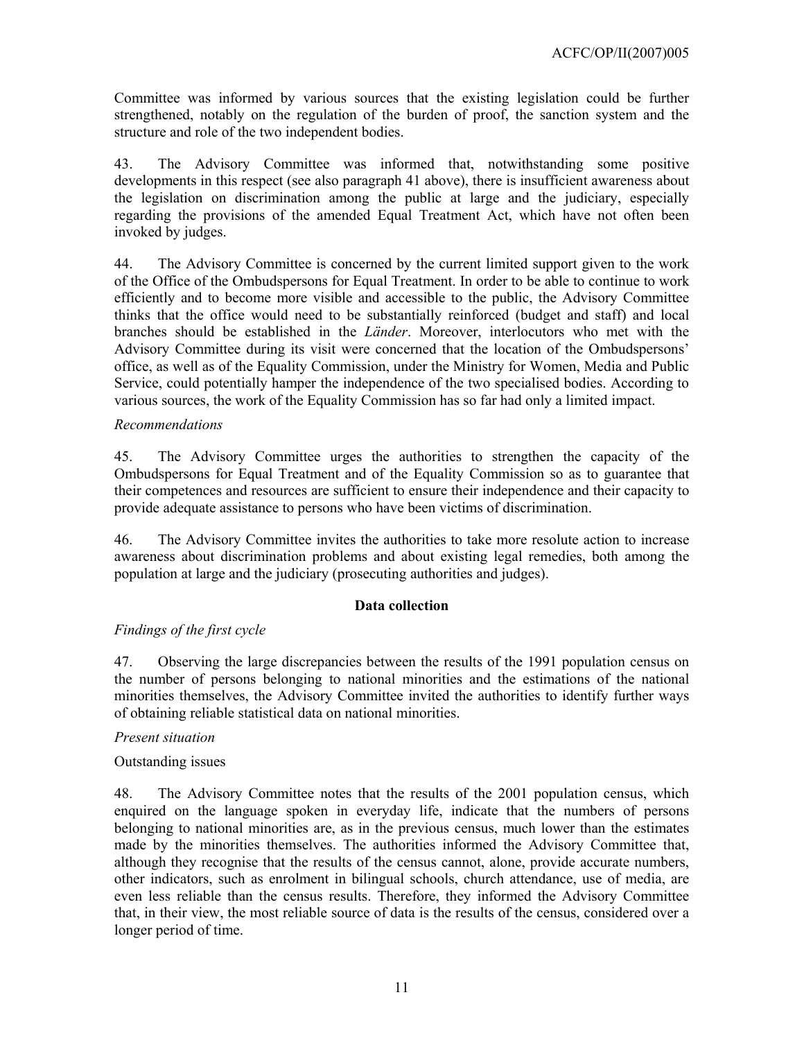Committee was informed by various sources that the existing legislation could be further strengthened, notably on the regulation of the burden of proof, the sanction system and the structure and role of the two independent bodies.

43. The Advisory Committee was informed that, notwithstanding some positive developments in this respect (see also paragraph 41 above), there is insufficient awareness about the legislation on discrimination among the public at large and the judiciary, especially regarding the provisions of the amended Equal Treatment Act, which have not often been invoked by judges.

44. The Advisory Committee is concerned by the current limited support given to the work of the Office of the Ombudspersons for Equal Treatment. In order to be able to continue to work efficiently and to become more visible and accessible to the public, the Advisory Committee thinks that the office would need to be substantially reinforced (budget and staff) and local branches should be established in the *Länder*. Moreover, interlocutors who met with the Advisory Committee during its visit were concerned that the location of the Ombudspersons' office, as well as of the Equality Commission, under the Ministry for Women, Media and Public Service, could potentially hamper the independence of the two specialised bodies. According to various sources, the work of the Equality Commission has so far had only a limited impact.

*Recommendations*

45. The Advisory Committee urges the authorities to strengthen the capacity of the Ombudspersons for Equal Treatment and of the Equality Commission so as to guarantee that their competences and resources are sufficient to ensure their independence and their capacity to provide adequate assistance to persons who have been victims of discrimination.

46. The Advisory Committee invites the authorities to take more resolute action to increase awareness about discrimination problems and about existing legal remedies, both among the population at large and the judiciary (prosecuting authorities and judges).

**Data collection**

*Findings of the first cycle*

47. Observing the large discrepancies between the results of the 1991 population census on the number of persons belonging to national minorities and the estimations of the national minorities themselves, the Advisory Committee invited the authorities to identify further ways of obtaining reliable statistical data on national minorities.

*Present situation*

Outstanding issues

48. The Advisory Committee notes that the results of the 2001 population census, which enquired on the language spoken in everyday life, indicate that the numbers of persons belonging to national minorities are, as in the previous census, much lower than the estimates made by the minorities themselves. The authorities informed the Advisory Committee that, although they recognise that the results of the census cannot, alone, provide accurate numbers, other indicators, such as enrolment in bilingual schools, church attendance, use of media, are even less reliable than the census results. Therefore, they informed the Advisory Committee that, in their view, the most reliable source of data is the results of the census, considered over a longer period of time.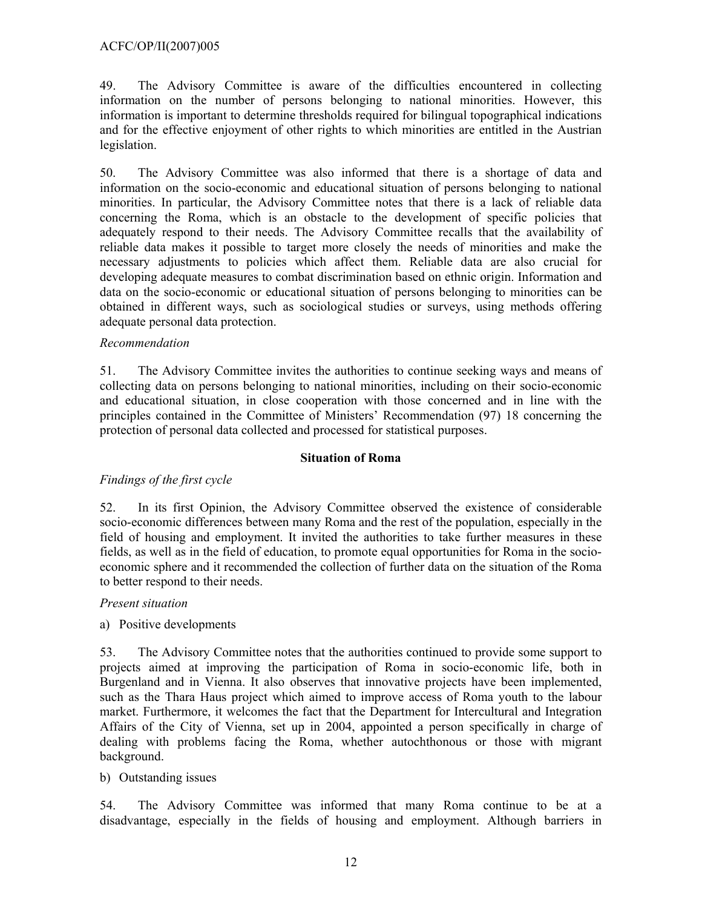49. The Advisory Committee is aware of the difficulties encountered in collecting information on the number of persons belonging to national minorities. However, this information is important to determine thresholds required for bilingual topographical indications and for the effective enjoyment of other rights to which minorities are entitled in the Austrian legislation.

50. The Advisory Committee was also informed that there is a shortage of data and information on the socio-economic and educational situation of persons belonging to national minorities. In particular, the Advisory Committee notes that there is a lack of reliable data concerning the Roma, which is an obstacle to the development of specific policies that adequately respond to their needs. The Advisory Committee recalls that the availability of reliable data makes it possible to target more closely the needs of minorities and make the necessary adjustments to policies which affect them. Reliable data are also crucial for developing adequate measures to combat discrimination based on ethnic origin. Information and data on the socio-economic or educational situation of persons belonging to minorities can be obtained in different ways, such as sociological studies or surveys, using methods offering adequate personal data protection.

*Recommendation*

51. The Advisory Committee invites the authorities to continue seeking ways and means of collecting data on persons belonging to national minorities, including on their socio-economic and educational situation, in close cooperation with those concerned and in line with the principles contained in the Committee of Ministers' Recommendation (97) 18 concerning the protection of personal data collected and processed for statistical purposes.

**Situation of Roma**

*Findings of the first cycle*

52. In its first Opinion, the Advisory Committee observed the existence of considerable socio-economic differences between many Roma and the rest of the population, especially in the field of housing and employment. It invited the authorities to take further measures in these fields, as well as in the field of education, to promote equal opportunities for Roma in the socio-economic sphere and it recommended the collection of further data on the situation of the Roma to better respond to their needs.

*Present situation*

a) Positive developments

53. The Advisory Committee notes that the authorities continued to provide some support to projects aimed at improving the participation of Roma in socio-economic life, both in Burgenland and in Vienna. It also observes that innovative projects have been implemented, such as the Thara Haus project which aimed to improve access of Roma youth to the labour market. Furthermore, it welcomes the fact that the Department for Intercultural and Integration Affairs of the City of Vienna, set up in 2004, appointed a person specifically in charge of dealing with problems facing the Roma, whether autochthonous or those with migrant background.

b) Outstanding issues

54. The Advisory Committee was informed that many Roma continue to be at a disadvantage, especially in the fields of housing and employment. Although barriers in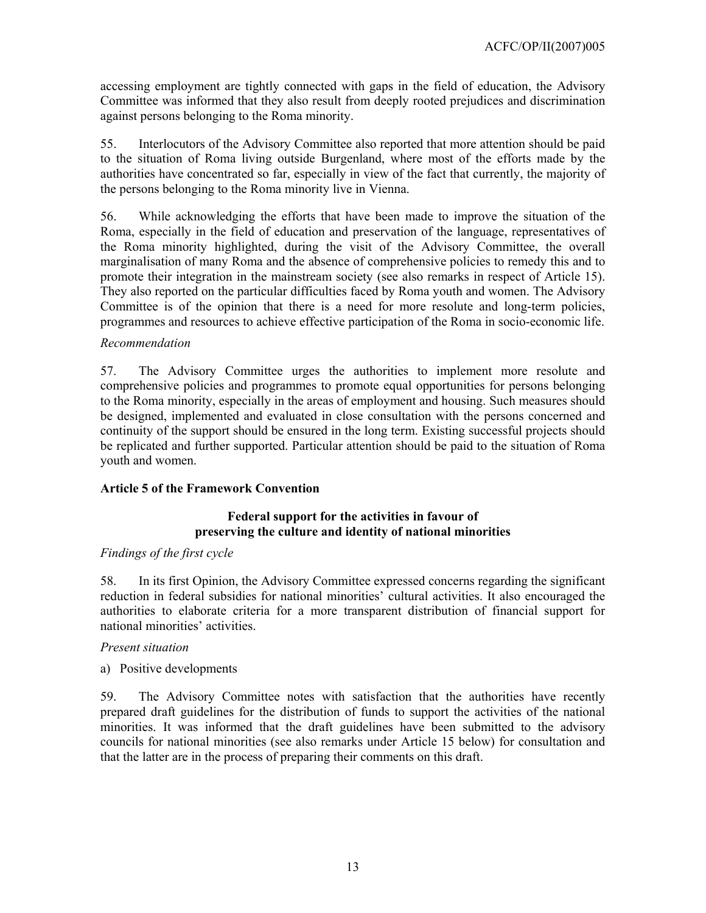accessing employment are tightly connected with gaps in the field of education, the Advisory Committee was informed that they also result from deeply rooted prejudices and discrimination against persons belonging to the Roma minority.

55. Interlocutors of the Advisory Committee also reported that more attention should be paid to the situation of Roma living outside Burgenland, where most of the efforts made by the authorities have concentrated so far, especially in view of the fact that currently, the majority of the persons belonging to the Roma minority live in Vienna.

56. While acknowledging the efforts that have been made to improve the situation of the Roma, especially in the field of education and preservation of the language, representatives of the Roma minority highlighted, during the visit of the Advisory Committee, the overall marginalisation of many Roma and the absence of comprehensive policies to remedy this and to promote their integration in the mainstream society (see also remarks in respect of Article 15). They also reported on the particular difficulties faced by Roma youth and women. The Advisory Committee is of the opinion that there is a need for more resolute and long-term policies, programmes and resources to achieve effective participation of the Roma in socio-economic life.

*Recommendation*

57. The Advisory Committee urges the authorities to implement more resolute and comprehensive policies and programmes to promote equal opportunities for persons belonging to the Roma minority, especially in the areas of employment and housing. Such measures should be designed, implemented and evaluated in close consultation with the persons concerned and continuity of the support should be ensured in the long term. Existing successful projects should be replicated and further supported. Particular attention should be paid to the situation of Roma youth and women.

**Article 5 of the Framework Convention**

**Federal support for the activities in favour of preserving the culture and identity of national minorities**

*Findings of the first cycle*

58. In its first Opinion, the Advisory Committee expressed concerns regarding the significant reduction in federal subsidies for national minorities' cultural activities. It also encouraged the authorities to elaborate criteria for a more transparent distribution of financial support for national minorities' activities.

*Present situation*

a) Positive developments

59. The Advisory Committee notes with satisfaction that the authorities have recently prepared draft guidelines for the distribution of funds to support the activities of the national minorities. It was informed that the draft guidelines have been submitted to the advisory councils for national minorities (see also remarks under Article 15 below) for consultation and that the latter are in the process of preparing their comments on this draft.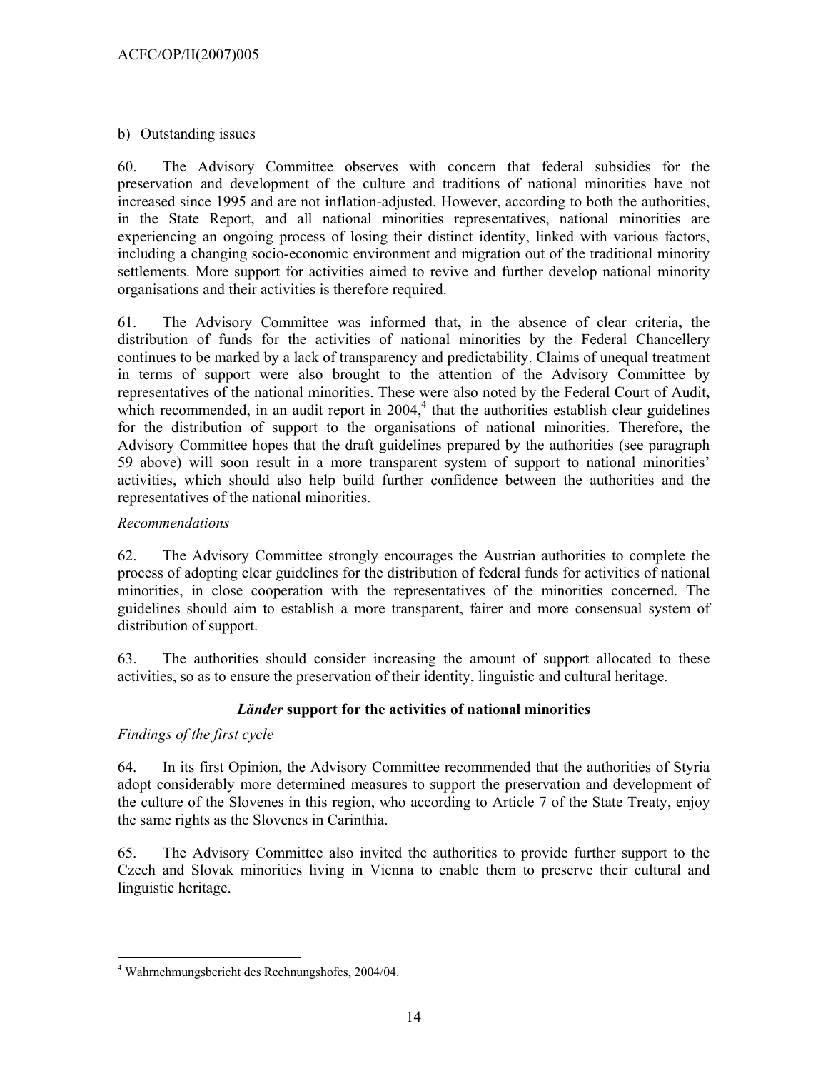b) Outstanding issues

60. The Advisory Committee observes with concern that federal subsidies for the preservation and development of the culture and traditions of national minorities have not increased since 1995 and are not inflation-adjusted. However, according to both the authorities, in the State Report, and all national minorities representatives, national minorities are experiencing an ongoing process of losing their distinct identity, linked with various factors, including a changing socio-economic environment and migration out of the traditional minority settlements. More support for activities aimed to revive and further develop national minority organisations and their activities is therefore required.

61. The Advisory Committee was informed that**,** in the absence of clear criteria**,** the distribution of funds for the activities of national minorities by the Federal Chancellery continues to be marked by a lack of transparency and predictability. Claims of unequal treatment in terms of support were also brought to the attention of the Advisory Committee by representatives of the national minorities. These were also noted by the Federal Court of Audit**,** which recommended, in an audit report in 2004,[4] that the authorities establish clear guidelines for the distribution of support to the organisations of national minorities. Therefore**,** the Advisory Committee hopes that the draft guidelines prepared by the authorities (see paragraph 59 above) will soon result in a more transparent system of support to national minorities' activities, which should also help build further confidence between the authorities and the representatives of the national minorities.

*Recommendations*

62. The Advisory Committee strongly encourages the Austrian authorities to complete the process of adopting clear guidelines for the distribution of federal funds for activities of national minorities, in close cooperation with the representatives of the minorities concerned. The guidelines should aim to establish a more transparent, fairer and more consensual system of distribution of support.

63. The authorities should consider increasing the amount of support allocated to these activities, so as to ensure the preservation of their identity, linguistic and cultural heritage.

### ***Länder*** **support for the activities of national minorities**

*Findings of the first cycle*

64. In its first Opinion, the Advisory Committee recommended that the authorities of Styria adopt considerably more determined measures to support the preservation and development of the culture of the Slovenes in this region, who according to Article 7 of the State Treaty, enjoy the same rights as the Slovenes in Carinthia.

65. The Advisory Committee also invited the authorities to provide further support to the Czech and Slovak minorities living in Vienna to enable them to preserve their cultural and linguistic heritage.

---

[4] Wahrnehmungsbericht des Rechnungshofes, 2004/04.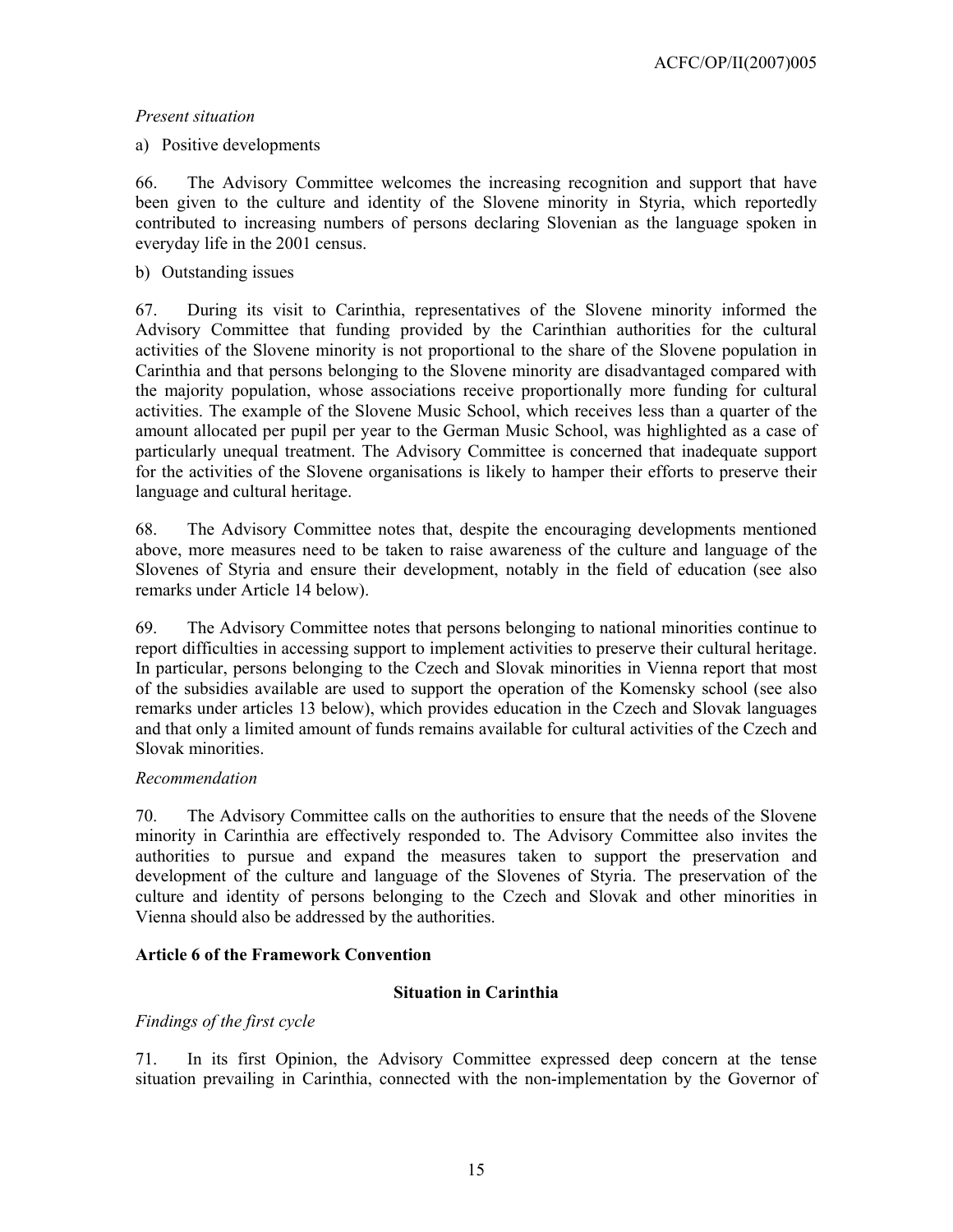*Present situation*

a) Positive developments

66. The Advisory Committee welcomes the increasing recognition and support that have been given to the culture and identity of the Slovene minority in Styria, which reportedly contributed to increasing numbers of persons declaring Slovenian as the language spoken in everyday life in the 2001 census.

b) Outstanding issues

67. During its visit to Carinthia, representatives of the Slovene minority informed the Advisory Committee that funding provided by the Carinthian authorities for the cultural activities of the Slovene minority is not proportional to the share of the Slovene population in Carinthia and that persons belonging to the Slovene minority are disadvantaged compared with the majority population, whose associations receive proportionally more funding for cultural activities. The example of the Slovene Music School, which receives less than a quarter of the amount allocated per pupil per year to the German Music School, was highlighted as a case of particularly unequal treatment. The Advisory Committee is concerned that inadequate support for the activities of the Slovene organisations is likely to hamper their efforts to preserve their language and cultural heritage.

68. The Advisory Committee notes that, despite the encouraging developments mentioned above, more measures need to be taken to raise awareness of the culture and language of the Slovenes of Styria and ensure their development, notably in the field of education (see also remarks under Article 14 below).

69. The Advisory Committee notes that persons belonging to national minorities continue to report difficulties in accessing support to implement activities to preserve their cultural heritage. In particular, persons belonging to the Czech and Slovak minorities in Vienna report that most of the subsidies available are used to support the operation of the Komensky school (see also remarks under articles 13 below), which provides education in the Czech and Slovak languages and that only a limited amount of funds remains available for cultural activities of the Czech and Slovak minorities.

*Recommendation*

70. The Advisory Committee calls on the authorities to ensure that the needs of the Slovene minority in Carinthia are effectively responded to. The Advisory Committee also invites the authorities to pursue and expand the measures taken to support the preservation and development of the culture and language of the Slovenes of Styria. The preservation of the culture and identity of persons belonging to the Czech and Slovak and other minorities in Vienna should also be addressed by the authorities.

## Article 6 of the Framework Convention

### Situation in Carinthia

*Findings of the first cycle*

71. In its first Opinion, the Advisory Committee expressed deep concern at the tense situation prevailing in Carinthia, connected with the non-implementation by the Governor of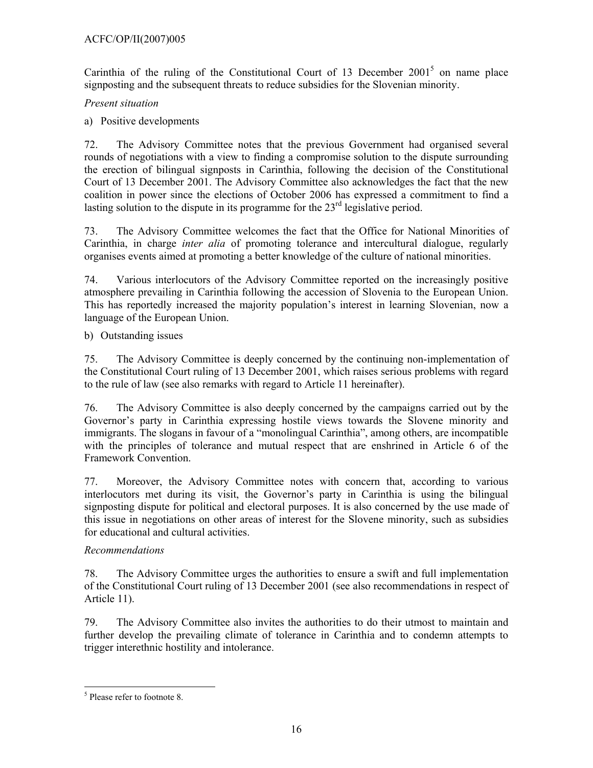Carinthia of the ruling of the Constitutional Court of 13 December 2001[5] on name place signposting and the subsequent threats to reduce subsidies for the Slovenian minority.

*Present situation*

a) Positive developments

72. The Advisory Committee notes that the previous Government had organised several rounds of negotiations with a view to finding a compromise solution to the dispute surrounding the erection of bilingual signposts in Carinthia, following the decision of the Constitutional Court of 13 December 2001. The Advisory Committee also acknowledges the fact that the new coalition in power since the elections of October 2006 has expressed a commitment to find a lasting solution to the dispute in its programme for the 23rd legislative period.

73. The Advisory Committee welcomes the fact that the Office for National Minorities of Carinthia, in charge *inter alia* of promoting tolerance and intercultural dialogue, regularly organises events aimed at promoting a better knowledge of the culture of national minorities.

74. Various interlocutors of the Advisory Committee reported on the increasingly positive atmosphere prevailing in Carinthia following the accession of Slovenia to the European Union. This has reportedly increased the majority population's interest in learning Slovenian, now a language of the European Union.

b) Outstanding issues

75. The Advisory Committee is deeply concerned by the continuing non-implementation of the Constitutional Court ruling of 13 December 2001, which raises serious problems with regard to the rule of law (see also remarks with regard to Article 11 hereinafter).

76. The Advisory Committee is also deeply concerned by the campaigns carried out by the Governor's party in Carinthia expressing hostile views towards the Slovene minority and immigrants. The slogans in favour of a "monolingual Carinthia", among others, are incompatible with the principles of tolerance and mutual respect that are enshrined in Article 6 of the Framework Convention.

77. Moreover, the Advisory Committee notes with concern that, according to various interlocutors met during its visit, the Governor's party in Carinthia is using the bilingual signposting dispute for political and electoral purposes. It is also concerned by the use made of this issue in negotiations on other areas of interest for the Slovene minority, such as subsidies for educational and cultural activities.

*Recommendations*

78. The Advisory Committee urges the authorities to ensure a swift and full implementation of the Constitutional Court ruling of 13 December 2001 (see also recommendations in respect of Article 11).

79. The Advisory Committee also invites the authorities to do their utmost to maintain and further develop the prevailing climate of tolerance in Carinthia and to condemn attempts to trigger interethnic hostility and intolerance.

---

[5] Please refer to footnote 8.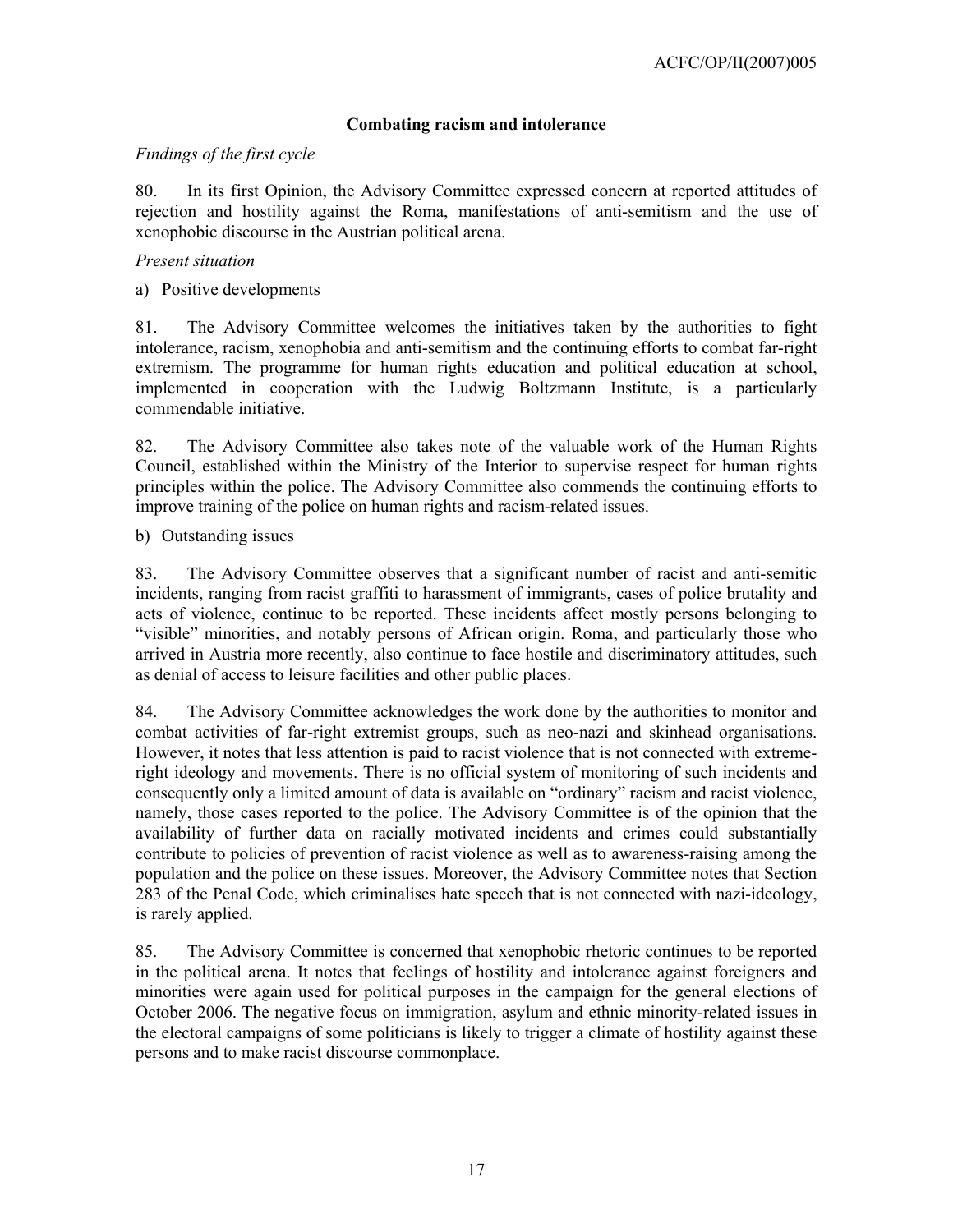### Combating racism and intolerance

*Findings of the first cycle*

80. In its first Opinion, the Advisory Committee expressed concern at reported attitudes of rejection and hostility against the Roma, manifestations of anti-semitism and the use of xenophobic discourse in the Austrian political arena.

*Present situation*

a) Positive developments

81. The Advisory Committee welcomes the initiatives taken by the authorities to fight intolerance, racism, xenophobia and anti-semitism and the continuing efforts to combat far-right extremism. The programme for human rights education and political education at school, implemented in cooperation with the Ludwig Boltzmann Institute, is a particularly commendable initiative.

82. The Advisory Committee also takes note of the valuable work of the Human Rights Council, established within the Ministry of the Interior to supervise respect for human rights principles within the police. The Advisory Committee also commends the continuing efforts to improve training of the police on human rights and racism-related issues.

b) Outstanding issues

83. The Advisory Committee observes that a significant number of racist and anti-semitic incidents, ranging from racist graffiti to harassment of immigrants, cases of police brutality and acts of violence, continue to be reported. These incidents affect mostly persons belonging to "visible" minorities, and notably persons of African origin. Roma, and particularly those who arrived in Austria more recently, also continue to face hostile and discriminatory attitudes, such as denial of access to leisure facilities and other public places.

84. The Advisory Committee acknowledges the work done by the authorities to monitor and combat activities of far-right extremist groups, such as neo-nazi and skinhead organisations. However, it notes that less attention is paid to racist violence that is not connected with extreme-right ideology and movements. There is no official system of monitoring of such incidents and consequently only a limited amount of data is available on "ordinary" racism and racist violence, namely, those cases reported to the police. The Advisory Committee is of the opinion that the availability of further data on racially motivated incidents and crimes could substantially contribute to policies of prevention of racist violence as well as to awareness-raising among the population and the police on these issues. Moreover, the Advisory Committee notes that Section 283 of the Penal Code, which criminalises hate speech that is not connected with nazi-ideology, is rarely applied.

85. The Advisory Committee is concerned that xenophobic rhetoric continues to be reported in the political arena. It notes that feelings of hostility and intolerance against foreigners and minorities were again used for political purposes in the campaign for the general elections of October 2006. The negative focus on immigration, asylum and ethnic minority-related issues in the electoral campaigns of some politicians is likely to trigger a climate of hostility against these persons and to make racist discourse commonplace.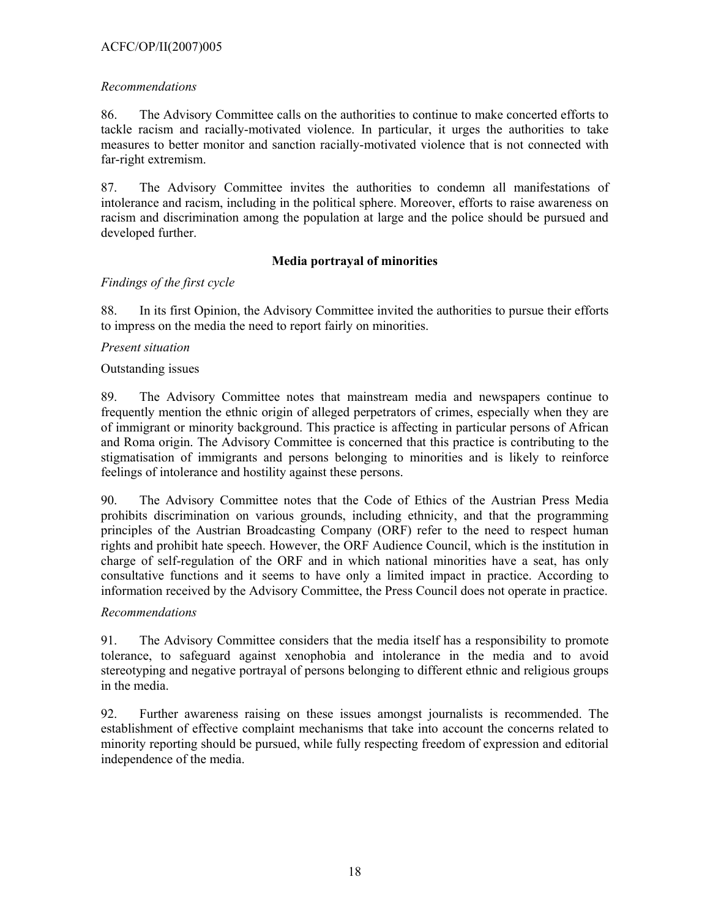*Recommendations*

86. The Advisory Committee calls on the authorities to continue to make concerted efforts to tackle racism and racially-motivated violence. In particular, it urges the authorities to take measures to better monitor and sanction racially-motivated violence that is not connected with far-right extremism.

87. The Advisory Committee invites the authorities to condemn all manifestations of intolerance and racism, including in the political sphere. Moreover, efforts to raise awareness on racism and discrimination among the population at large and the police should be pursued and developed further.

### Media portrayal of minorities

*Findings of the first cycle*

88. In its first Opinion, the Advisory Committee invited the authorities to pursue their efforts to impress on the media the need to report fairly on minorities.

*Present situation*

Outstanding issues

89. The Advisory Committee notes that mainstream media and newspapers continue to frequently mention the ethnic origin of alleged perpetrators of crimes, especially when they are of immigrant or minority background. This practice is affecting in particular persons of African and Roma origin. The Advisory Committee is concerned that this practice is contributing to the stigmatisation of immigrants and persons belonging to minorities and is likely to reinforce feelings of intolerance and hostility against these persons.

90. The Advisory Committee notes that the Code of Ethics of the Austrian Press Media prohibits discrimination on various grounds, including ethnicity, and that the programming principles of the Austrian Broadcasting Company (ORF) refer to the need to respect human rights and prohibit hate speech. However, the ORF Audience Council, which is the institution in charge of self-regulation of the ORF and in which national minorities have a seat, has only consultative functions and it seems to have only a limited impact in practice. According to information received by the Advisory Committee, the Press Council does not operate in practice.

*Recommendations*

91. The Advisory Committee considers that the media itself has a responsibility to promote tolerance, to safeguard against xenophobia and intolerance in the media and to avoid stereotyping and negative portrayal of persons belonging to different ethnic and religious groups in the media.

92. Further awareness raising on these issues amongst journalists is recommended. The establishment of effective complaint mechanisms that take into account the concerns related to minority reporting should be pursued, while fully respecting freedom of expression and editorial independence of the media.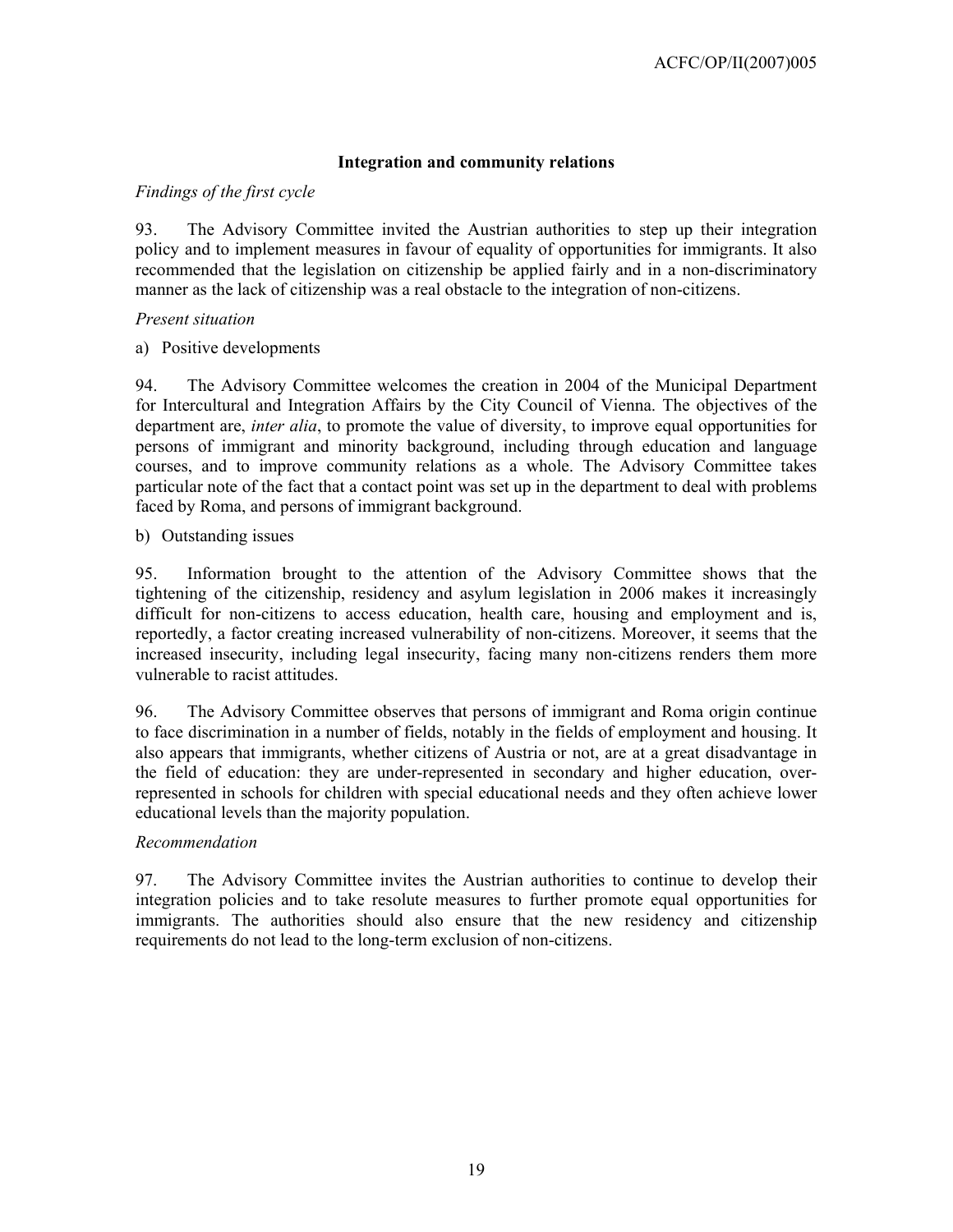### Integration and community relations

*Findings of the first cycle*

93. The Advisory Committee invited the Austrian authorities to step up their integration policy and to implement measures in favour of equality of opportunities for immigrants. It also recommended that the legislation on citizenship be applied fairly and in a non-discriminatory manner as the lack of citizenship was a real obstacle to the integration of non-citizens.

*Present situation*

a) Positive developments

94. The Advisory Committee welcomes the creation in 2004 of the Municipal Department for Intercultural and Integration Affairs by the City Council of Vienna. The objectives of the department are, *inter alia*, to promote the value of diversity, to improve equal opportunities for persons of immigrant and minority background, including through education and language courses, and to improve community relations as a whole. The Advisory Committee takes particular note of the fact that a contact point was set up in the department to deal with problems faced by Roma, and persons of immigrant background.

b) Outstanding issues

95. Information brought to the attention of the Advisory Committee shows that the tightening of the citizenship, residency and asylum legislation in 2006 makes it increasingly difficult for non-citizens to access education, health care, housing and employment and is, reportedly, a factor creating increased vulnerability of non-citizens. Moreover, it seems that the increased insecurity, including legal insecurity, facing many non-citizens renders them more vulnerable to racist attitudes.

96. The Advisory Committee observes that persons of immigrant and Roma origin continue to face discrimination in a number of fields, notably in the fields of employment and housing. It also appears that immigrants, whether citizens of Austria or not, are at a great disadvantage in the field of education: they are under-represented in secondary and higher education, over-represented in schools for children with special educational needs and they often achieve lower educational levels than the majority population.

*Recommendation*

97. The Advisory Committee invites the Austrian authorities to continue to develop their integration policies and to take resolute measures to further promote equal opportunities for immigrants. The authorities should also ensure that the new residency and citizenship requirements do not lead to the long-term exclusion of non-citizens.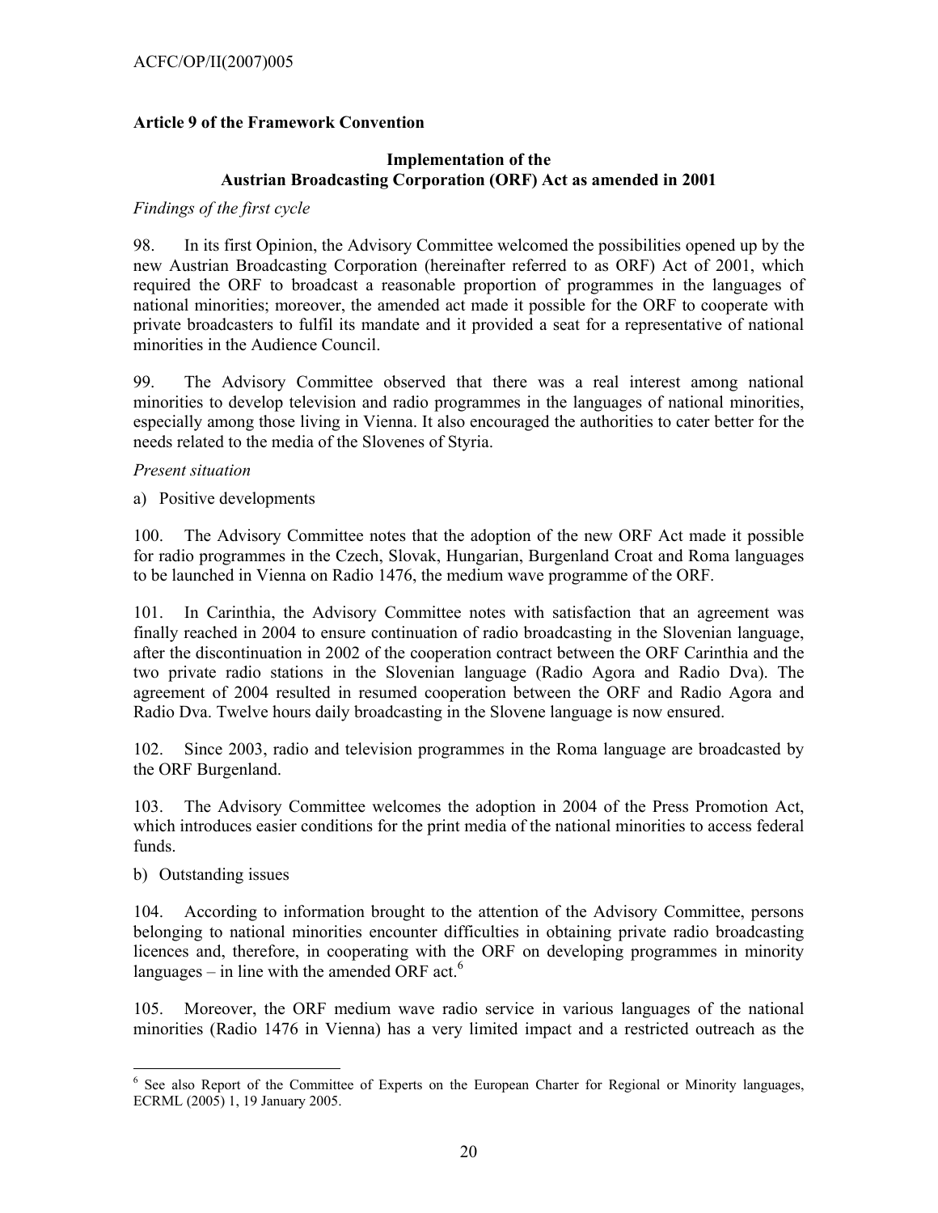## Article 9 of the Framework Convention

### Implementation of the Austrian Broadcasting Corporation (ORF) Act as amended in 2001

*Findings of the first cycle*

98. In its first Opinion, the Advisory Committee welcomed the possibilities opened up by the new Austrian Broadcasting Corporation (hereinafter referred to as ORF) Act of 2001, which required the ORF to broadcast a reasonable proportion of programmes in the languages of national minorities; moreover, the amended act made it possible for the ORF to cooperate with private broadcasters to fulfil its mandate and it provided a seat for a representative of national minorities in the Audience Council.

99. The Advisory Committee observed that there was a real interest among national minorities to develop television and radio programmes in the languages of national minorities, especially among those living in Vienna. It also encouraged the authorities to cater better for the needs related to the media of the Slovenes of Styria.

*Present situation*

a) Positive developments

100. The Advisory Committee notes that the adoption of the new ORF Act made it possible for radio programmes in the Czech, Slovak, Hungarian, Burgenland Croat and Roma languages to be launched in Vienna on Radio 1476, the medium wave programme of the ORF.

101. In Carinthia, the Advisory Committee notes with satisfaction that an agreement was finally reached in 2004 to ensure continuation of radio broadcasting in the Slovenian language, after the discontinuation in 2002 of the cooperation contract between the ORF Carinthia and the two private radio stations in the Slovenian language (Radio Agora and Radio Dva). The agreement of 2004 resulted in resumed cooperation between the ORF and Radio Agora and Radio Dva. Twelve hours daily broadcasting in the Slovene language is now ensured.

102. Since 2003, radio and television programmes in the Roma language are broadcasted by the ORF Burgenland.

103. The Advisory Committee welcomes the adoption in 2004 of the Press Promotion Act, which introduces easier conditions for the print media of the national minorities to access federal funds.

b) Outstanding issues

104. According to information brought to the attention of the Advisory Committee, persons belonging to national minorities encounter difficulties in obtaining private radio broadcasting licences and, therefore, in cooperating with the ORF on developing programmes in minority languages – in line with the amended ORF act.[6]

105. Moreover, the ORF medium wave radio service in various languages of the national minorities (Radio 1476 in Vienna) has a very limited impact and a restricted outreach as the

---

[6] See also Report of the Committee of Experts on the European Charter for Regional or Minority languages, ECRML (2005) 1, 19 January 2005.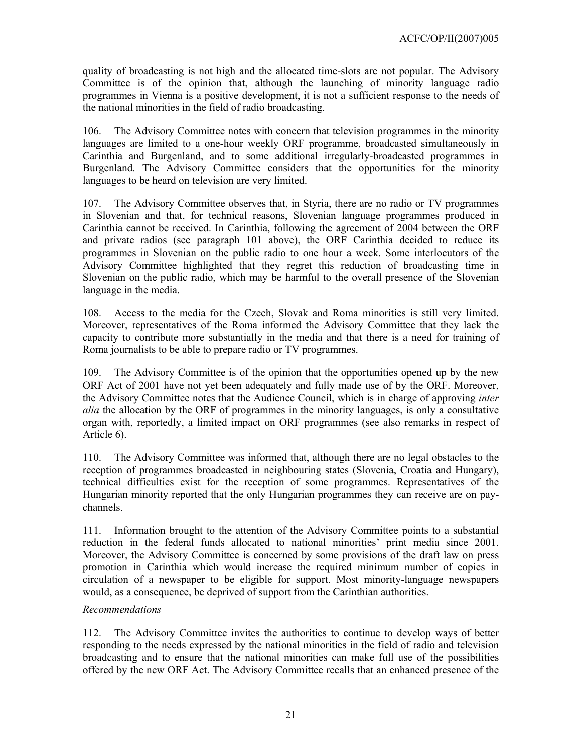quality of broadcasting is not high and the allocated time-slots are not popular. The Advisory Committee is of the opinion that, although the launching of minority language radio programmes in Vienna is a positive development, it is not a sufficient response to the needs of the national minorities in the field of radio broadcasting.

106. The Advisory Committee notes with concern that television programmes in the minority languages are limited to a one-hour weekly ORF programme, broadcasted simultaneously in Carinthia and Burgenland, and to some additional irregularly-broadcasted programmes in Burgenland. The Advisory Committee considers that the opportunities for the minority languages to be heard on television are very limited.

107. The Advisory Committee observes that, in Styria, there are no radio or TV programmes in Slovenian and that, for technical reasons, Slovenian language programmes produced in Carinthia cannot be received. In Carinthia, following the agreement of 2004 between the ORF and private radios (see paragraph 101 above), the ORF Carinthia decided to reduce its programmes in Slovenian on the public radio to one hour a week. Some interlocutors of the Advisory Committee highlighted that they regret this reduction of broadcasting time in Slovenian on the public radio, which may be harmful to the overall presence of the Slovenian language in the media.

108. Access to the media for the Czech, Slovak and Roma minorities is still very limited. Moreover, representatives of the Roma informed the Advisory Committee that they lack the capacity to contribute more substantially in the media and that there is a need for training of Roma journalists to be able to prepare radio or TV programmes.

109. The Advisory Committee is of the opinion that the opportunities opened up by the new ORF Act of 2001 have not yet been adequately and fully made use of by the ORF. Moreover, the Advisory Committee notes that the Audience Council, which is in charge of approving *inter alia* the allocation by the ORF of programmes in the minority languages, is only a consultative organ with, reportedly, a limited impact on ORF programmes (see also remarks in respect of Article 6).

110. The Advisory Committee was informed that, although there are no legal obstacles to the reception of programmes broadcasted in neighbouring states (Slovenia, Croatia and Hungary), technical difficulties exist for the reception of some programmes. Representatives of the Hungarian minority reported that the only Hungarian programmes they can receive are on pay-channels.

111. Information brought to the attention of the Advisory Committee points to a substantial reduction in the federal funds allocated to national minorities' print media since 2001. Moreover, the Advisory Committee is concerned by some provisions of the draft law on press promotion in Carinthia which would increase the required minimum number of copies in circulation of a newspaper to be eligible for support. Most minority-language newspapers would, as a consequence, be deprived of support from the Carinthian authorities.

*Recommendations*

112. The Advisory Committee invites the authorities to continue to develop ways of better responding to the needs expressed by the national minorities in the field of radio and television broadcasting and to ensure that the national minorities can make full use of the possibilities offered by the new ORF Act. The Advisory Committee recalls that an enhanced presence of the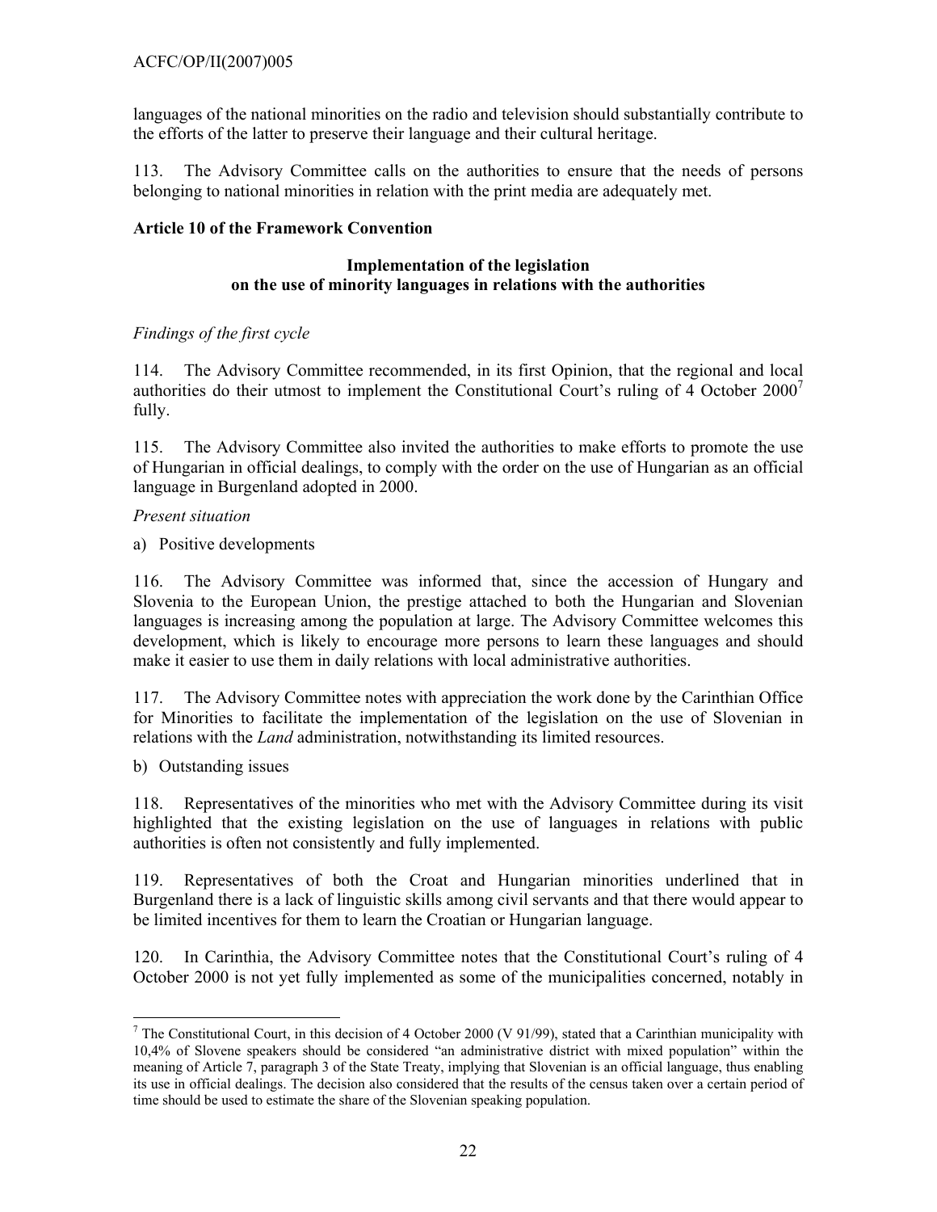languages of the national minorities on the radio and television should substantially contribute to the efforts of the latter to preserve their language and their cultural heritage.

113. The Advisory Committee calls on the authorities to ensure that the needs of persons belonging to national minorities in relation with the print media are adequately met.

**Article 10 of the Framework Convention**

**Implementation of the legislation on the use of minority languages in relations with the authorities**

*Findings of the first cycle*

114. The Advisory Committee recommended, in its first Opinion, that the regional and local authorities do their utmost to implement the Constitutional Court's ruling of 4 October 2000[7] fully.

115. The Advisory Committee also invited the authorities to make efforts to promote the use of Hungarian in official dealings, to comply with the order on the use of Hungarian as an official language in Burgenland adopted in 2000.

*Present situation*

a) Positive developments

116. The Advisory Committee was informed that, since the accession of Hungary and Slovenia to the European Union, the prestige attached to both the Hungarian and Slovenian languages is increasing among the population at large. The Advisory Committee welcomes this development, which is likely to encourage more persons to learn these languages and should make it easier to use them in daily relations with local administrative authorities.

117. The Advisory Committee notes with appreciation the work done by the Carinthian Office for Minorities to facilitate the implementation of the legislation on the use of Slovenian in relations with the *Land* administration, notwithstanding its limited resources.

b) Outstanding issues

118. Representatives of the minorities who met with the Advisory Committee during its visit highlighted that the existing legislation on the use of languages in relations with public authorities is often not consistently and fully implemented.

119. Representatives of both the Croat and Hungarian minorities underlined that in Burgenland there is a lack of linguistic skills among civil servants and that there would appear to be limited incentives for them to learn the Croatian or Hungarian language.

120. In Carinthia, the Advisory Committee notes that the Constitutional Court's ruling of 4 October 2000 is not yet fully implemented as some of the municipalities concerned, notably in

---

[7] The Constitutional Court, in this decision of 4 October 2000 (V 91/99), stated that a Carinthian municipality with 10,4% of Slovene speakers should be considered "an administrative district with mixed population" within the meaning of Article 7, paragraph 3 of the State Treaty, implying that Slovenian is an official language, thus enabling its use in official dealings. The decision also considered that the results of the census taken over a certain period of time should be used to estimate the share of the Slovenian speaking population.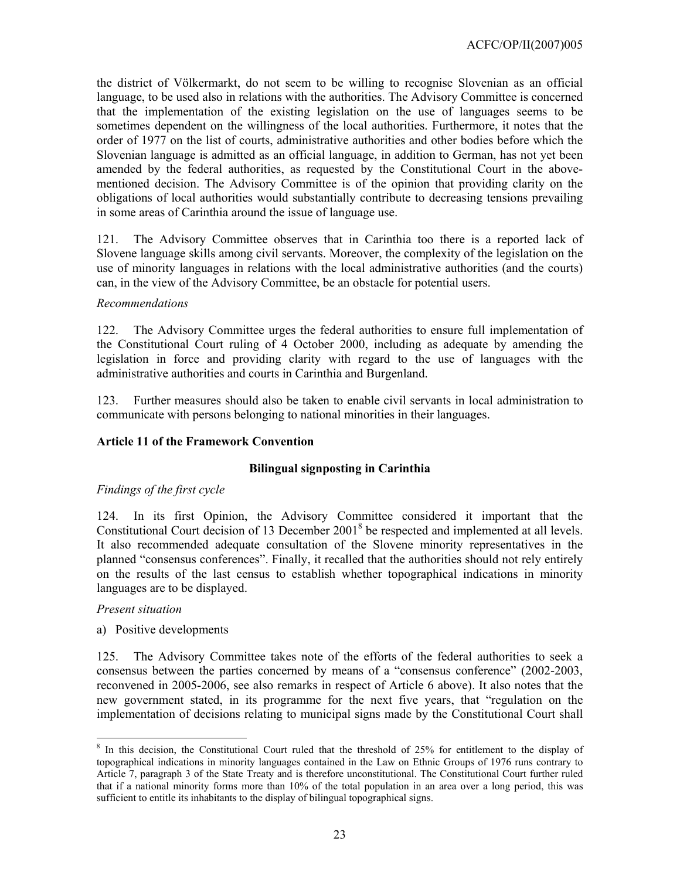the district of Völkermarkt, do not seem to be willing to recognise Slovenian as an official language, to be used also in relations with the authorities. The Advisory Committee is concerned that the implementation of the existing legislation on the use of languages seems to be sometimes dependent on the willingness of the local authorities. Furthermore, it notes that the order of 1977 on the list of courts, administrative authorities and other bodies before which the Slovenian language is admitted as an official language, in addition to German, has not yet been amended by the federal authorities, as requested by the Constitutional Court in the above-mentioned decision. The Advisory Committee is of the opinion that providing clarity on the obligations of local authorities would substantially contribute to decreasing tensions prevailing in some areas of Carinthia around the issue of language use.

121. The Advisory Committee observes that in Carinthia too there is a reported lack of Slovene language skills among civil servants. Moreover, the complexity of the legislation on the use of minority languages in relations with the local administrative authorities (and the courts) can, in the view of the Advisory Committee, be an obstacle for potential users.

*Recommendations*

122. The Advisory Committee urges the federal authorities to ensure full implementation of the Constitutional Court ruling of 4 October 2000, including as adequate by amending the legislation in force and providing clarity with regard to the use of languages with the administrative authorities and courts in Carinthia and Burgenland.

123. Further measures should also be taken to enable civil servants in local administration to communicate with persons belonging to national minorities in their languages.

**Article 11 of the Framework Convention**

**Bilingual signposting in Carinthia**

*Findings of the first cycle*

124. In its first Opinion, the Advisory Committee considered it important that the Constitutional Court decision of 13 December 2001[8] be respected and implemented at all levels. It also recommended adequate consultation of the Slovene minority representatives in the planned "consensus conferences". Finally, it recalled that the authorities should not rely entirely on the results of the last census to establish whether topographical indications in minority languages are to be displayed.

*Present situation*

a) Positive developments

125. The Advisory Committee takes note of the efforts of the federal authorities to seek a consensus between the parties concerned by means of a "consensus conference" (2002-2003, reconvened in 2005-2006, see also remarks in respect of Article 6 above). It also notes that the new government stated, in its programme for the next five years, that "regulation on the implementation of decisions relating to municipal signs made by the Constitutional Court shall

---

[8] In this decision, the Constitutional Court ruled that the threshold of 25% for entitlement to the display of topographical indications in minority languages contained in the Law on Ethnic Groups of 1976 runs contrary to Article 7, paragraph 3 of the State Treaty and is therefore unconstitutional. The Constitutional Court further ruled that if a national minority forms more than 10% of the total population in an area over a long period, this was sufficient to entitle its inhabitants to the display of bilingual topographical signs.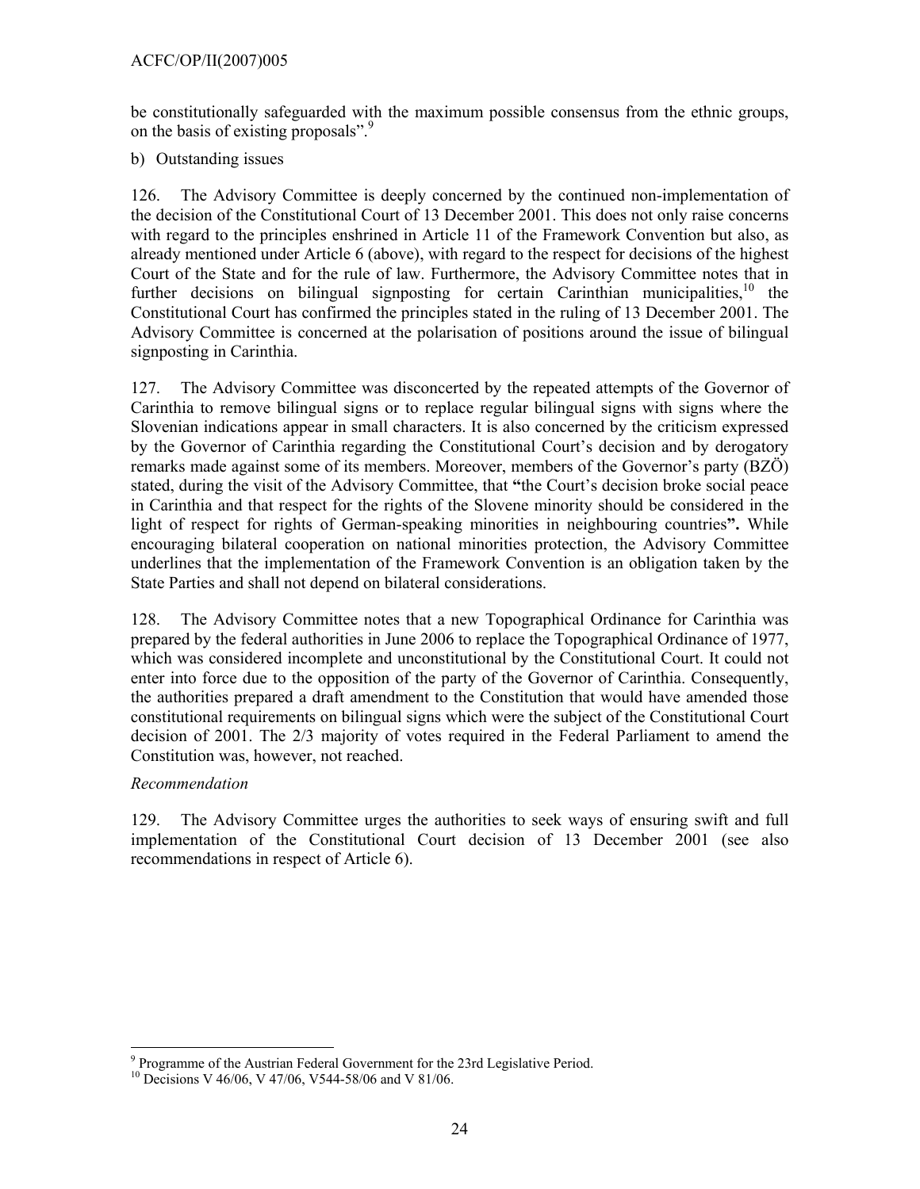be constitutionally safeguarded with the maximum possible consensus from the ethnic groups, on the basis of existing proposals".[9]

b) Outstanding issues

126. The Advisory Committee is deeply concerned by the continued non-implementation of the decision of the Constitutional Court of 13 December 2001. This does not only raise concerns with regard to the principles enshrined in Article 11 of the Framework Convention but also, as already mentioned under Article 6 (above), with regard to the respect for decisions of the highest Court of the State and for the rule of law. Furthermore, the Advisory Committee notes that in further decisions on bilingual signposting for certain Carinthian municipalities,[10] the Constitutional Court has confirmed the principles stated in the ruling of 13 December 2001. The Advisory Committee is concerned at the polarisation of positions around the issue of bilingual signposting in Carinthia.

127. The Advisory Committee was disconcerted by the repeated attempts of the Governor of Carinthia to remove bilingual signs or to replace regular bilingual signs with signs where the Slovenian indications appear in small characters. It is also concerned by the criticism expressed by the Governor of Carinthia regarding the Constitutional Court's decision and by derogatory remarks made against some of its members. Moreover, members of the Governor's party (BZÖ) stated, during the visit of the Advisory Committee, that **"**the Court's decision broke social peace in Carinthia and that respect for the rights of the Slovene minority should be considered in the light of respect for rights of German-speaking minorities in neighbouring countries**".** While encouraging bilateral cooperation on national minorities protection, the Advisory Committee underlines that the implementation of the Framework Convention is an obligation taken by the State Parties and shall not depend on bilateral considerations.

128. The Advisory Committee notes that a new Topographical Ordinance for Carinthia was prepared by the federal authorities in June 2006 to replace the Topographical Ordinance of 1977, which was considered incomplete and unconstitutional by the Constitutional Court. It could not enter into force due to the opposition of the party of the Governor of Carinthia. Consequently, the authorities prepared a draft amendment to the Constitution that would have amended those constitutional requirements on bilingual signs which were the subject of the Constitutional Court decision of 2001. The 2/3 majority of votes required in the Federal Parliament to amend the Constitution was, however, not reached.

*Recommendation*

129. The Advisory Committee urges the authorities to seek ways of ensuring swift and full implementation of the Constitutional Court decision of 13 December 2001 (see also recommendations in respect of Article 6).

---

[9] Programme of the Austrian Federal Government for the 23rd Legislative Period.

[10] Decisions V 46/06, V 47/06, V544-58/06 and V 81/06.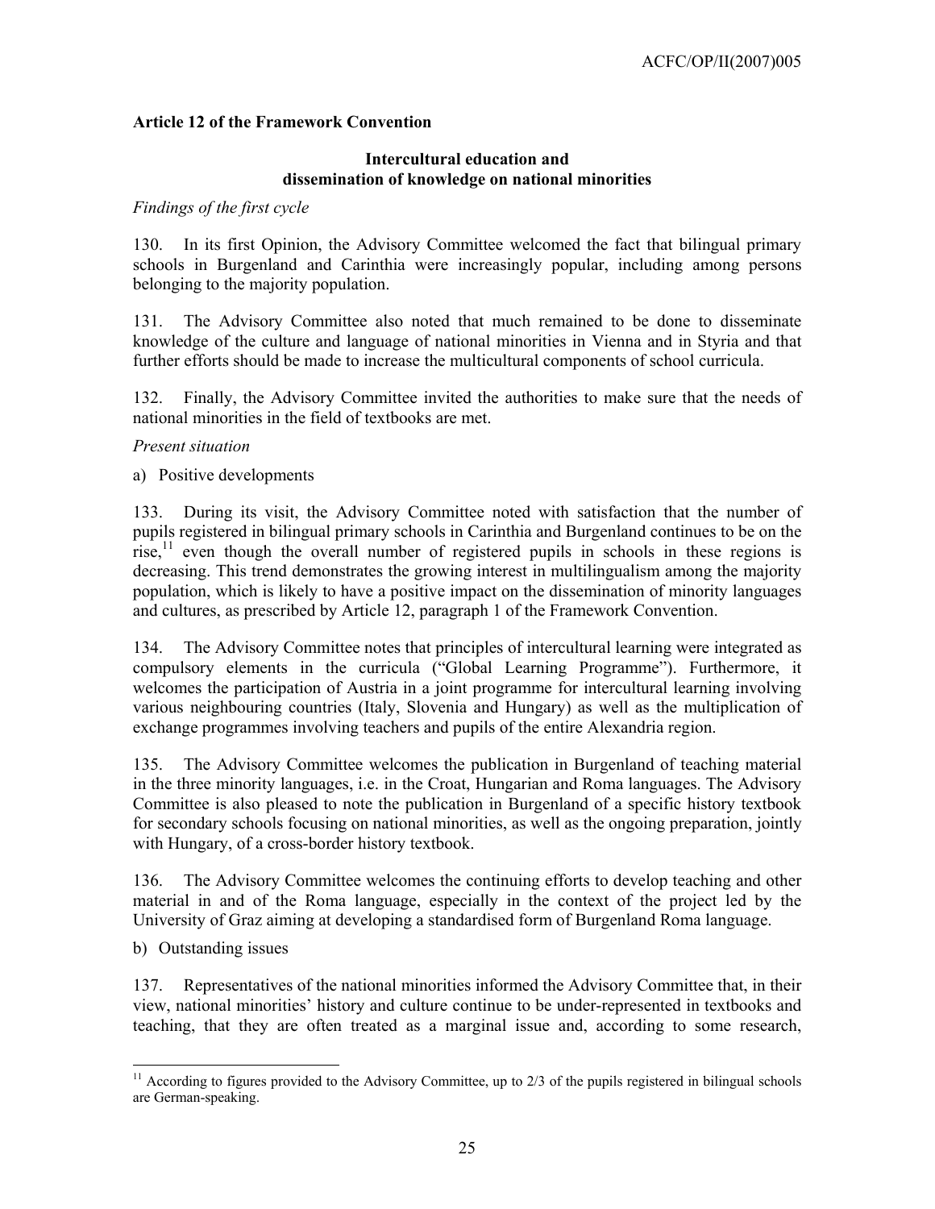### Article 12 of the Framework Convention

#### Intercultural education and dissemination of knowledge on national minorities

*Findings of the first cycle*

130. In its first Opinion, the Advisory Committee welcomed the fact that bilingual primary schools in Burgenland and Carinthia were increasingly popular, including among persons belonging to the majority population.

131. The Advisory Committee also noted that much remained to be done to disseminate knowledge of the culture and language of national minorities in Vienna and in Styria and that further efforts should be made to increase the multicultural components of school curricula.

132. Finally, the Advisory Committee invited the authorities to make sure that the needs of national minorities in the field of textbooks are met.

*Present situation*

a) Positive developments

133. During its visit, the Advisory Committee noted with satisfaction that the number of pupils registered in bilingual primary schools in Carinthia and Burgenland continues to be on the rise,[11] even though the overall number of registered pupils in schools in these regions is decreasing. This trend demonstrates the growing interest in multilingualism among the majority population, which is likely to have a positive impact on the dissemination of minority languages and cultures, as prescribed by Article 12, paragraph 1 of the Framework Convention.

134. The Advisory Committee notes that principles of intercultural learning were integrated as compulsory elements in the curricula ("Global Learning Programme"). Furthermore, it welcomes the participation of Austria in a joint programme for intercultural learning involving various neighbouring countries (Italy, Slovenia and Hungary) as well as the multiplication of exchange programmes involving teachers and pupils of the entire Alexandria region.

135. The Advisory Committee welcomes the publication in Burgenland of teaching material in the three minority languages, i.e. in the Croat, Hungarian and Roma languages. The Advisory Committee is also pleased to note the publication in Burgenland of a specific history textbook for secondary schools focusing on national minorities, as well as the ongoing preparation, jointly with Hungary, of a cross-border history textbook.

136. The Advisory Committee welcomes the continuing efforts to develop teaching and other material in and of the Roma language, especially in the context of the project led by the University of Graz aiming at developing a standardised form of Burgenland Roma language.

b) Outstanding issues

137. Representatives of the national minorities informed the Advisory Committee that, in their view, national minorities' history and culture continue to be under-represented in textbooks and teaching, that they are often treated as a marginal issue and, according to some research,

---

[11] According to figures provided to the Advisory Committee, up to 2/3 of the pupils registered in bilingual schools are German-speaking.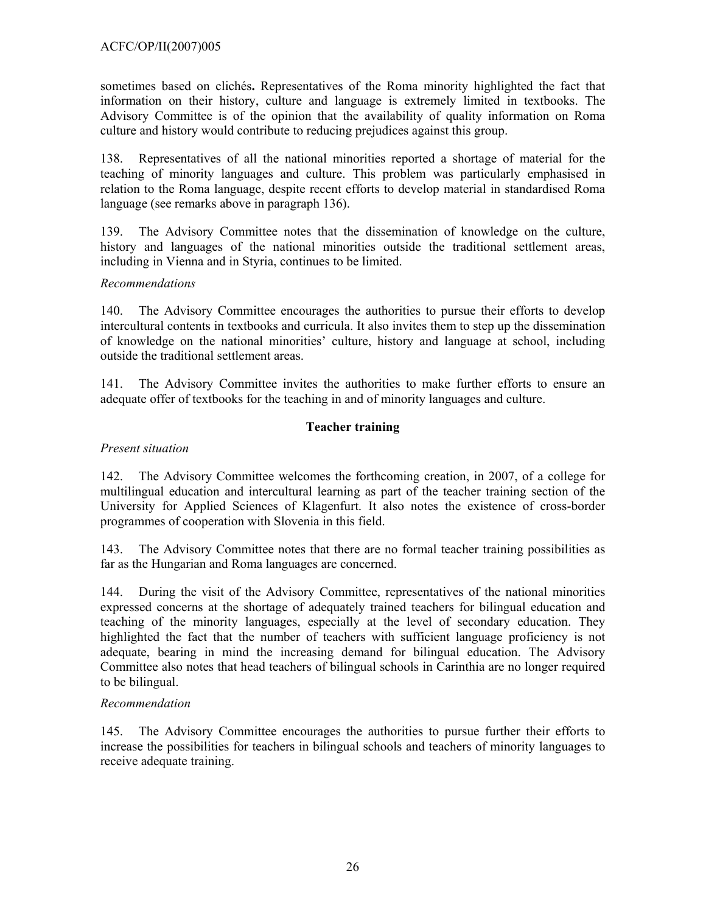sometimes based on clichés**.** Representatives of the Roma minority highlighted the fact that information on their history, culture and language is extremely limited in textbooks. The Advisory Committee is of the opinion that the availability of quality information on Roma culture and history would contribute to reducing prejudices against this group.

138. Representatives of all the national minorities reported a shortage of material for the teaching of minority languages and culture. This problem was particularly emphasised in relation to the Roma language, despite recent efforts to develop material in standardised Roma language (see remarks above in paragraph 136).

139. The Advisory Committee notes that the dissemination of knowledge on the culture, history and languages of the national minorities outside the traditional settlement areas, including in Vienna and in Styria, continues to be limited.

*Recommendations*

140. The Advisory Committee encourages the authorities to pursue their efforts to develop intercultural contents in textbooks and curricula. It also invites them to step up the dissemination of knowledge on the national minorities' culture, history and language at school, including outside the traditional settlement areas.

141. The Advisory Committee invites the authorities to make further efforts to ensure an adequate offer of textbooks for the teaching in and of minority languages and culture.

**Teacher training**

*Present situation*

142. The Advisory Committee welcomes the forthcoming creation, in 2007, of a college for multilingual education and intercultural learning as part of the teacher training section of the University for Applied Sciences of Klagenfurt. It also notes the existence of cross-border programmes of cooperation with Slovenia in this field.

143. The Advisory Committee notes that there are no formal teacher training possibilities as far as the Hungarian and Roma languages are concerned.

144. During the visit of the Advisory Committee, representatives of the national minorities expressed concerns at the shortage of adequately trained teachers for bilingual education and teaching of the minority languages, especially at the level of secondary education. They highlighted the fact that the number of teachers with sufficient language proficiency is not adequate, bearing in mind the increasing demand for bilingual education. The Advisory Committee also notes that head teachers of bilingual schools in Carinthia are no longer required to be bilingual.

*Recommendation*

145. The Advisory Committee encourages the authorities to pursue further their efforts to increase the possibilities for teachers in bilingual schools and teachers of minority languages to receive adequate training.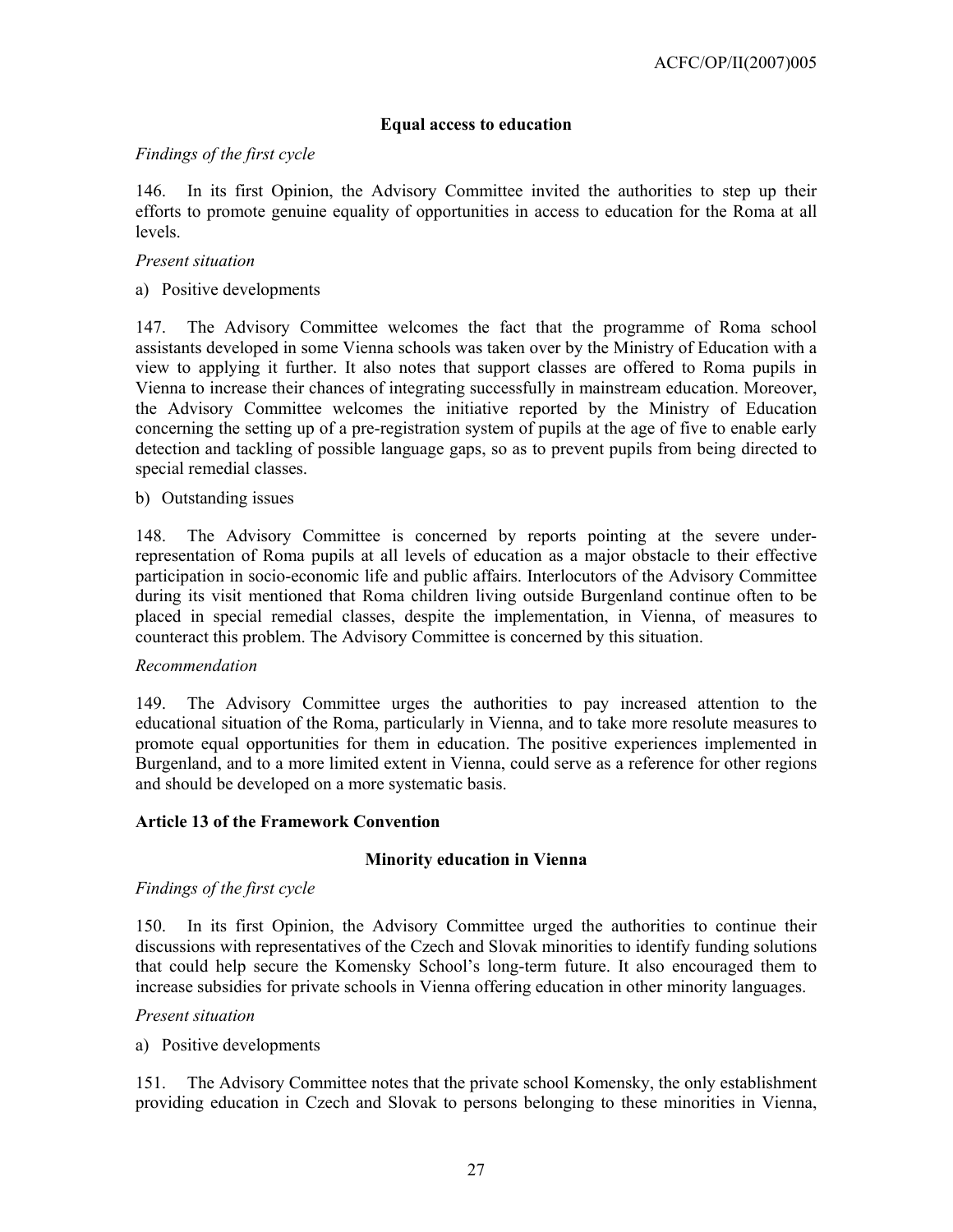### Equal access to education

*Findings of the first cycle*

146. In its first Opinion, the Advisory Committee invited the authorities to step up their efforts to promote genuine equality of opportunities in access to education for the Roma at all levels.

*Present situation*

a) Positive developments

147. The Advisory Committee welcomes the fact that the programme of Roma school assistants developed in some Vienna schools was taken over by the Ministry of Education with a view to applying it further. It also notes that support classes are offered to Roma pupils in Vienna to increase their chances of integrating successfully in mainstream education. Moreover, the Advisory Committee welcomes the initiative reported by the Ministry of Education concerning the setting up of a pre-registration system of pupils at the age of five to enable early detection and tackling of possible language gaps, so as to prevent pupils from being directed to special remedial classes.

b) Outstanding issues

148. The Advisory Committee is concerned by reports pointing at the severe under-representation of Roma pupils at all levels of education as a major obstacle to their effective participation in socio-economic life and public affairs. Interlocutors of the Advisory Committee during its visit mentioned that Roma children living outside Burgenland continue often to be placed in special remedial classes, despite the implementation, in Vienna, of measures to counteract this problem. The Advisory Committee is concerned by this situation.

*Recommendation*

149. The Advisory Committee urges the authorities to pay increased attention to the educational situation of the Roma, particularly in Vienna, and to take more resolute measures to promote equal opportunities for them in education. The positive experiences implemented in Burgenland, and to a more limited extent in Vienna, could serve as a reference for other regions and should be developed on a more systematic basis.

## Article 13 of the Framework Convention

### Minority education in Vienna

*Findings of the first cycle*

150. In its first Opinion, the Advisory Committee urged the authorities to continue their discussions with representatives of the Czech and Slovak minorities to identify funding solutions that could help secure the Komensky School's long-term future. It also encouraged them to increase subsidies for private schools in Vienna offering education in other minority languages.

*Present situation*

a) Positive developments

151. The Advisory Committee notes that the private school Komensky, the only establishment providing education in Czech and Slovak to persons belonging to these minorities in Vienna,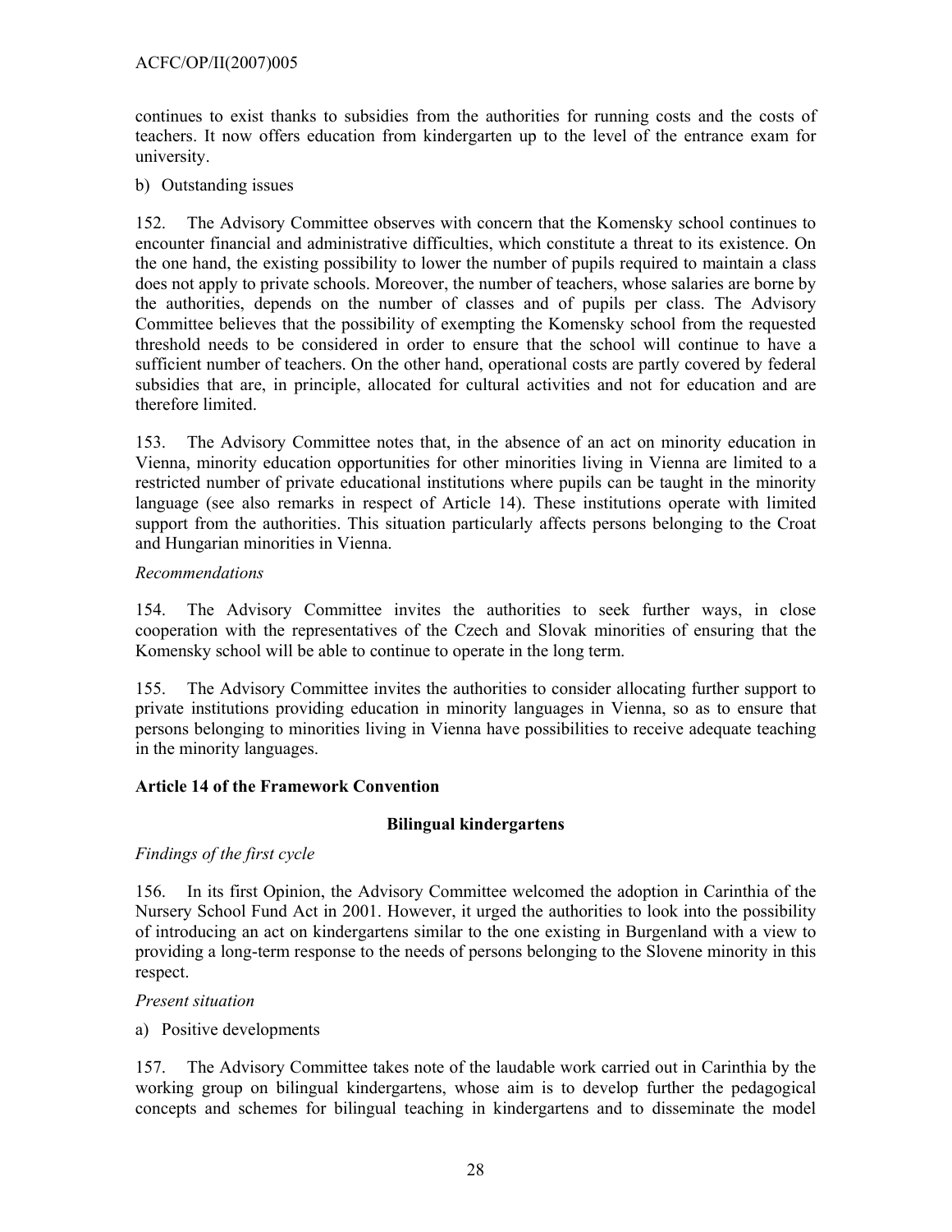continues to exist thanks to subsidies from the authorities for running costs and the costs of teachers. It now offers education from kindergarten up to the level of the entrance exam for university.

b) Outstanding issues

152. The Advisory Committee observes with concern that the Komensky school continues to encounter financial and administrative difficulties, which constitute a threat to its existence. On the one hand, the existing possibility to lower the number of pupils required to maintain a class does not apply to private schools. Moreover, the number of teachers, whose salaries are borne by the authorities, depends on the number of classes and of pupils per class. The Advisory Committee believes that the possibility of exempting the Komensky school from the requested threshold needs to be considered in order to ensure that the school will continue to have a sufficient number of teachers. On the other hand, operational costs are partly covered by federal subsidies that are, in principle, allocated for cultural activities and not for education and are therefore limited.

153. The Advisory Committee notes that, in the absence of an act on minority education in Vienna, minority education opportunities for other minorities living in Vienna are limited to a restricted number of private educational institutions where pupils can be taught in the minority language (see also remarks in respect of Article 14). These institutions operate with limited support from the authorities. This situation particularly affects persons belonging to the Croat and Hungarian minorities in Vienna.

*Recommendations*

154. The Advisory Committee invites the authorities to seek further ways, in close cooperation with the representatives of the Czech and Slovak minorities of ensuring that the Komensky school will be able to continue to operate in the long term.

155. The Advisory Committee invites the authorities to consider allocating further support to private institutions providing education in minority languages in Vienna, so as to ensure that persons belonging to minorities living in Vienna have possibilities to receive adequate teaching in the minority languages.

## Article 14 of the Framework Convention

### Bilingual kindergartens

*Findings of the first cycle*

156. In its first Opinion, the Advisory Committee welcomed the adoption in Carinthia of the Nursery School Fund Act in 2001. However, it urged the authorities to look into the possibility of introducing an act on kindergartens similar to the one existing in Burgenland with a view to providing a long-term response to the needs of persons belonging to the Slovene minority in this respect.

*Present situation*

a) Positive developments

157. The Advisory Committee takes note of the laudable work carried out in Carinthia by the working group on bilingual kindergartens, whose aim is to develop further the pedagogical concepts and schemes for bilingual teaching in kindergartens and to disseminate the model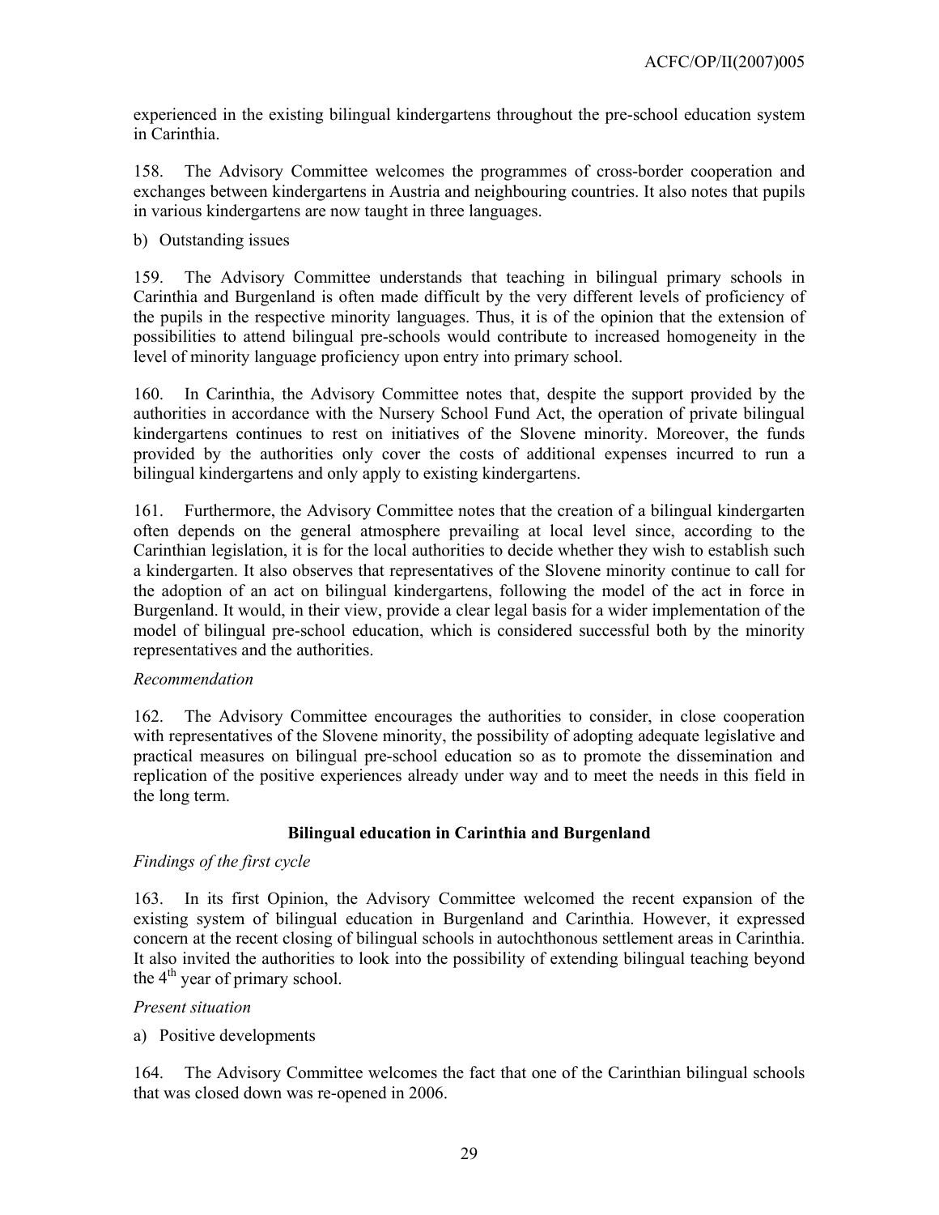experienced in the existing bilingual kindergartens throughout the pre-school education system in Carinthia.

158. The Advisory Committee welcomes the programmes of cross-border cooperation and exchanges between kindergartens in Austria and neighbouring countries. It also notes that pupils in various kindergartens are now taught in three languages.

b) Outstanding issues

159. The Advisory Committee understands that teaching in bilingual primary schools in Carinthia and Burgenland is often made difficult by the very different levels of proficiency of the pupils in the respective minority languages. Thus, it is of the opinion that the extension of possibilities to attend bilingual pre-schools would contribute to increased homogeneity in the level of minority language proficiency upon entry into primary school.

160. In Carinthia, the Advisory Committee notes that, despite the support provided by the authorities in accordance with the Nursery School Fund Act, the operation of private bilingual kindergartens continues to rest on initiatives of the Slovene minority. Moreover, the funds provided by the authorities only cover the costs of additional expenses incurred to run a bilingual kindergartens and only apply to existing kindergartens.

161. Furthermore, the Advisory Committee notes that the creation of a bilingual kindergarten often depends on the general atmosphere prevailing at local level since, according to the Carinthian legislation, it is for the local authorities to decide whether they wish to establish such a kindergarten. It also observes that representatives of the Slovene minority continue to call for the adoption of an act on bilingual kindergartens, following the model of the act in force in Burgenland. It would, in their view, provide a clear legal basis for a wider implementation of the model of bilingual pre-school education, which is considered successful both by the minority representatives and the authorities.

*Recommendation*

162. The Advisory Committee encourages the authorities to consider, in close cooperation with representatives of the Slovene minority, the possibility of adopting adequate legislative and practical measures on bilingual pre-school education so as to promote the dissemination and replication of the positive experiences already under way and to meet the needs in this field in the long term.

**Bilingual education in Carinthia and Burgenland**

*Findings of the first cycle*

163. In its first Opinion, the Advisory Committee welcomed the recent expansion of the existing system of bilingual education in Burgenland and Carinthia. However, it expressed concern at the recent closing of bilingual schools in autochthonous settlement areas in Carinthia. It also invited the authorities to look into the possibility of extending bilingual teaching beyond the 4th year of primary school.

*Present situation*

a) Positive developments

164. The Advisory Committee welcomes the fact that one of the Carinthian bilingual schools that was closed down was re-opened in 2006.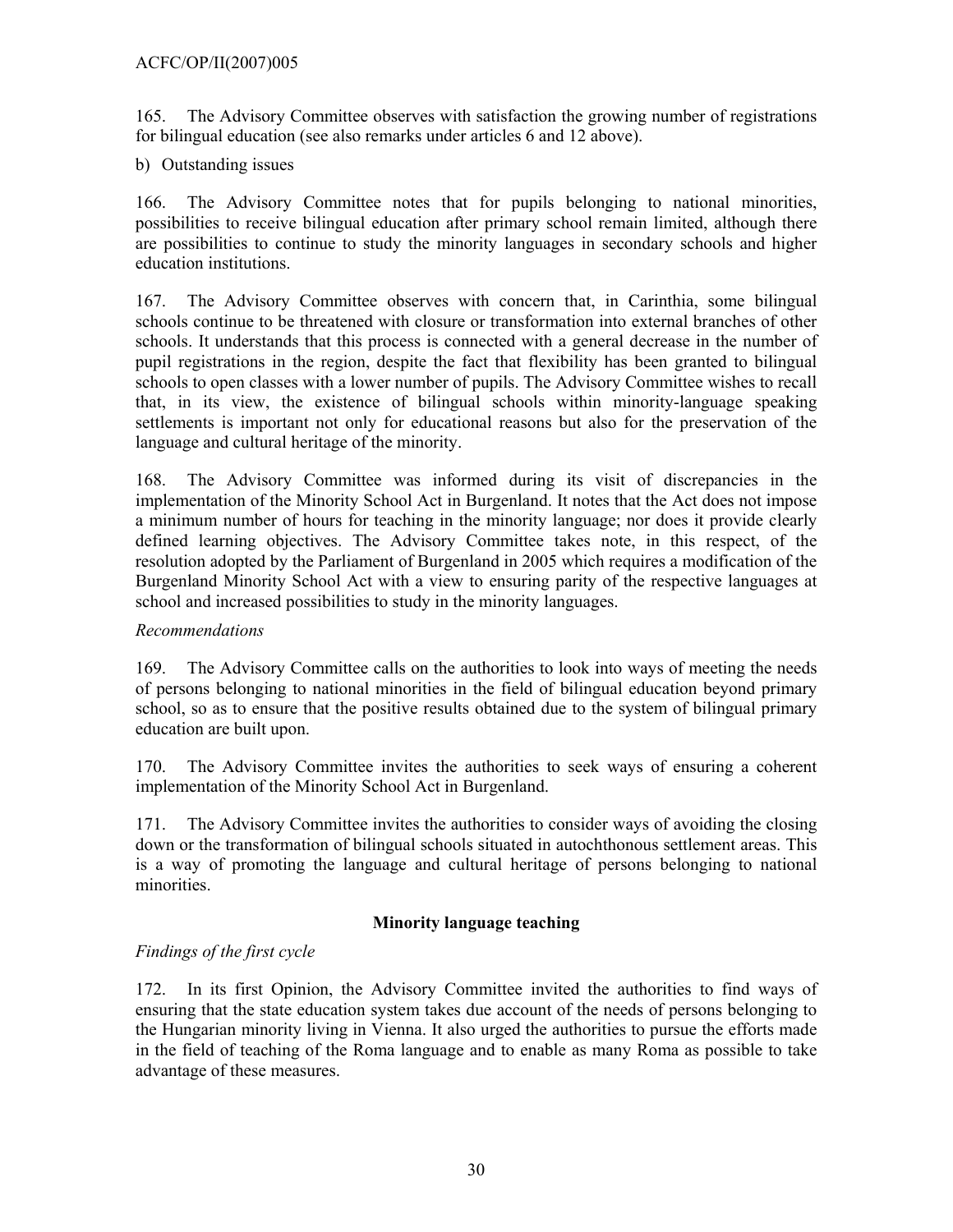165. The Advisory Committee observes with satisfaction the growing number of registrations for bilingual education (see also remarks under articles 6 and 12 above).

b) Outstanding issues

166. The Advisory Committee notes that for pupils belonging to national minorities, possibilities to receive bilingual education after primary school remain limited, although there are possibilities to continue to study the minority languages in secondary schools and higher education institutions.

167. The Advisory Committee observes with concern that, in Carinthia, some bilingual schools continue to be threatened with closure or transformation into external branches of other schools. It understands that this process is connected with a general decrease in the number of pupil registrations in the region, despite the fact that flexibility has been granted to bilingual schools to open classes with a lower number of pupils. The Advisory Committee wishes to recall that, in its view, the existence of bilingual schools within minority-language speaking settlements is important not only for educational reasons but also for the preservation of the language and cultural heritage of the minority.

168. The Advisory Committee was informed during its visit of discrepancies in the implementation of the Minority School Act in Burgenland. It notes that the Act does not impose a minimum number of hours for teaching in the minority language; nor does it provide clearly defined learning objectives. The Advisory Committee takes note, in this respect, of the resolution adopted by the Parliament of Burgenland in 2005 which requires a modification of the Burgenland Minority School Act with a view to ensuring parity of the respective languages at school and increased possibilities to study in the minority languages.

*Recommendations*

169. The Advisory Committee calls on the authorities to look into ways of meeting the needs of persons belonging to national minorities in the field of bilingual education beyond primary school, so as to ensure that the positive results obtained due to the system of bilingual primary education are built upon.

170. The Advisory Committee invites the authorities to seek ways of ensuring a coherent implementation of the Minority School Act in Burgenland.

171. The Advisory Committee invites the authorities to consider ways of avoiding the closing down or the transformation of bilingual schools situated in autochthonous settlement areas. This is a way of promoting the language and cultural heritage of persons belonging to national minorities.

### Minority language teaching

*Findings of the first cycle*

172. In its first Opinion, the Advisory Committee invited the authorities to find ways of ensuring that the state education system takes due account of the needs of persons belonging to the Hungarian minority living in Vienna. It also urged the authorities to pursue the efforts made in the field of teaching of the Roma language and to enable as many Roma as possible to take advantage of these measures.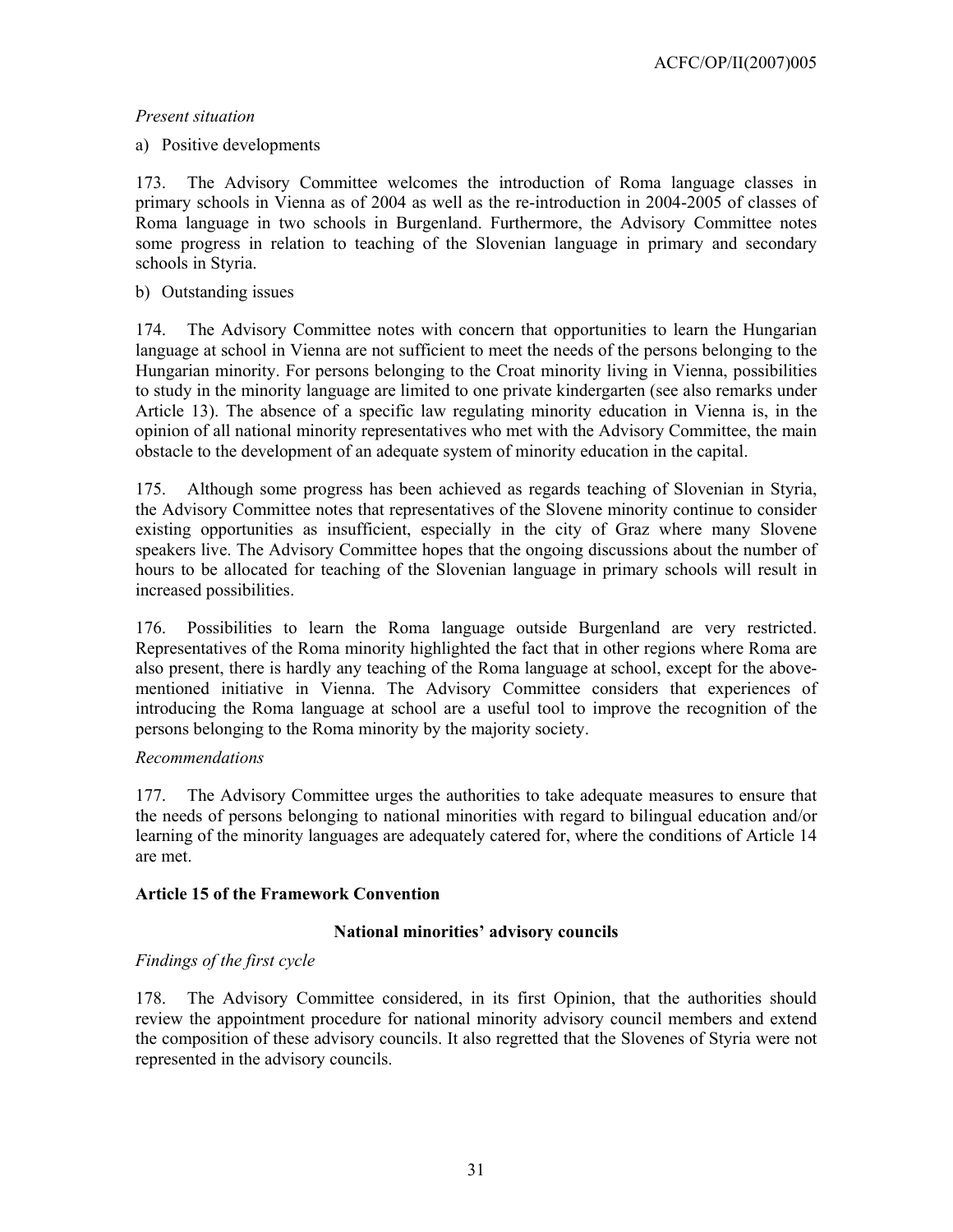*Present situation*

a) Positive developments

173. The Advisory Committee welcomes the introduction of Roma language classes in primary schools in Vienna as of 2004 as well as the re-introduction in 2004-2005 of classes of Roma language in two schools in Burgenland. Furthermore, the Advisory Committee notes some progress in relation to teaching of the Slovenian language in primary and secondary schools in Styria.

b) Outstanding issues

174. The Advisory Committee notes with concern that opportunities to learn the Hungarian language at school in Vienna are not sufficient to meet the needs of the persons belonging to the Hungarian minority. For persons belonging to the Croat minority living in Vienna, possibilities to study in the minority language are limited to one private kindergarten (see also remarks under Article 13). The absence of a specific law regulating minority education in Vienna is, in the opinion of all national minority representatives who met with the Advisory Committee, the main obstacle to the development of an adequate system of minority education in the capital.

175. Although some progress has been achieved as regards teaching of Slovenian in Styria, the Advisory Committee notes that representatives of the Slovene minority continue to consider existing opportunities as insufficient, especially in the city of Graz where many Slovene speakers live. The Advisory Committee hopes that the ongoing discussions about the number of hours to be allocated for teaching of the Slovenian language in primary schools will result in increased possibilities.

176. Possibilities to learn the Roma language outside Burgenland are very restricted. Representatives of the Roma minority highlighted the fact that in other regions where Roma are also present, there is hardly any teaching of the Roma language at school, except for the above-mentioned initiative in Vienna. The Advisory Committee considers that experiences of introducing the Roma language at school are a useful tool to improve the recognition of the persons belonging to the Roma minority by the majority society.

*Recommendations*

177. The Advisory Committee urges the authorities to take adequate measures to ensure that the needs of persons belonging to national minorities with regard to bilingual education and/or learning of the minority languages are adequately catered for, where the conditions of Article 14 are met.

## Article 15 of the Framework Convention

### National minorities' advisory councils

*Findings of the first cycle*

178. The Advisory Committee considered, in its first Opinion, that the authorities should review the appointment procedure for national minority advisory council members and extend the composition of these advisory councils. It also regretted that the Slovenes of Styria were not represented in the advisory councils.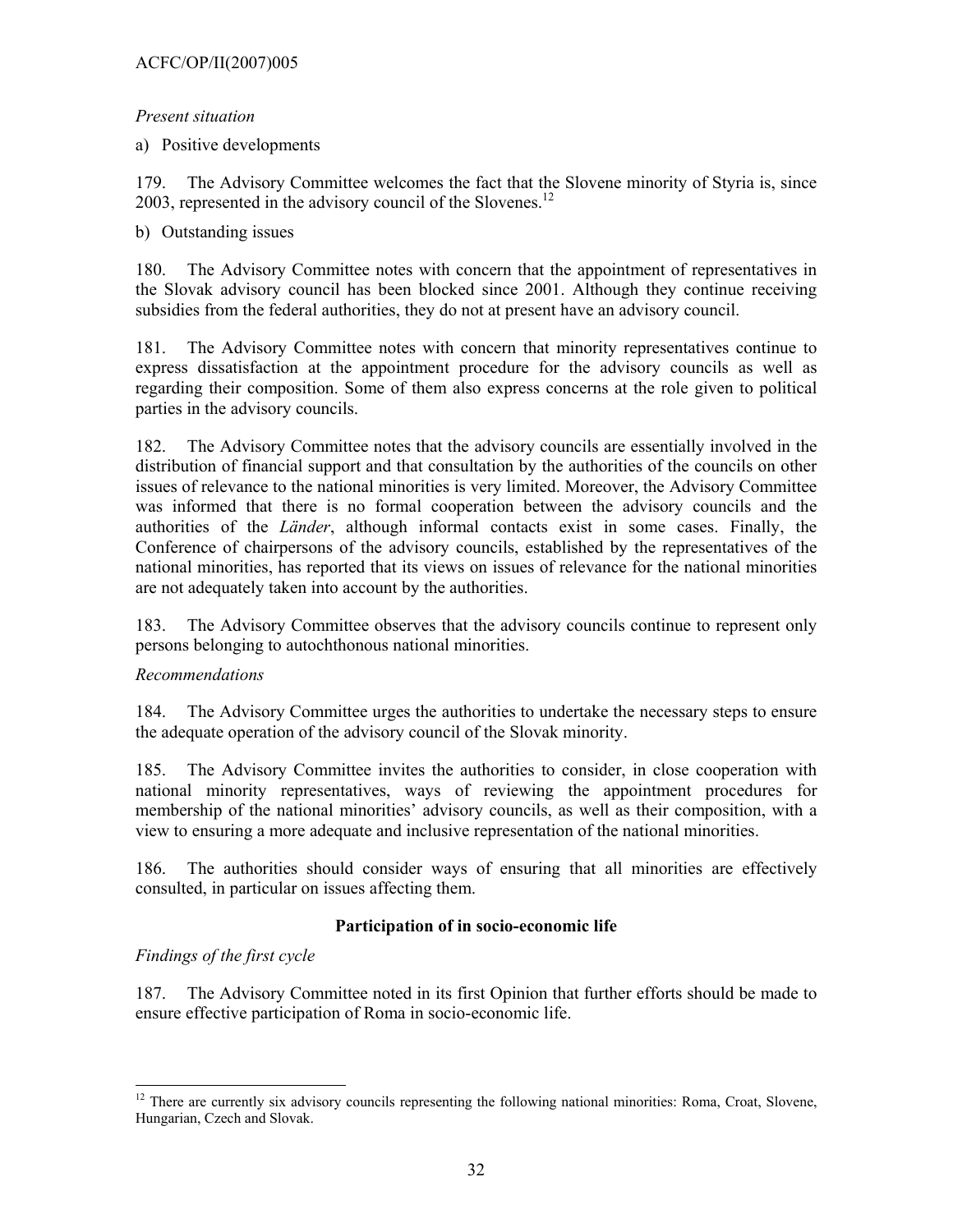*Present situation*

a) Positive developments

179. The Advisory Committee welcomes the fact that the Slovene minority of Styria is, since 2003, represented in the advisory council of the Slovenes.[12]

b) Outstanding issues

180. The Advisory Committee notes with concern that the appointment of representatives in the Slovak advisory council has been blocked since 2001. Although they continue receiving subsidies from the federal authorities, they do not at present have an advisory council.

181. The Advisory Committee notes with concern that minority representatives continue to express dissatisfaction at the appointment procedure for the advisory councils as well as regarding their composition. Some of them also express concerns at the role given to political parties in the advisory councils.

182. The Advisory Committee notes that the advisory councils are essentially involved in the distribution of financial support and that consultation by the authorities of the councils on other issues of relevance to the national minorities is very limited. Moreover, the Advisory Committee was informed that there is no formal cooperation between the advisory councils and the authorities of the *Länder*, although informal contacts exist in some cases. Finally, the Conference of chairpersons of the advisory councils, established by the representatives of the national minorities, has reported that its views on issues of relevance for the national minorities are not adequately taken into account by the authorities.

183. The Advisory Committee observes that the advisory councils continue to represent only persons belonging to autochthonous national minorities.

*Recommendations*

184. The Advisory Committee urges the authorities to undertake the necessary steps to ensure the adequate operation of the advisory council of the Slovak minority.

185. The Advisory Committee invites the authorities to consider, in close cooperation with national minority representatives, ways of reviewing the appointment procedures for membership of the national minorities' advisory councils, as well as their composition, with a view to ensuring a more adequate and inclusive representation of the national minorities.

186. The authorities should consider ways of ensuring that all minorities are effectively consulted, in particular on issues affecting them.

**Participation of in socio-economic life**

*Findings of the first cycle*

187. The Advisory Committee noted in its first Opinion that further efforts should be made to ensure effective participation of Roma in socio-economic life.

---

[12] There are currently six advisory councils representing the following national minorities: Roma, Croat, Slovene, Hungarian, Czech and Slovak.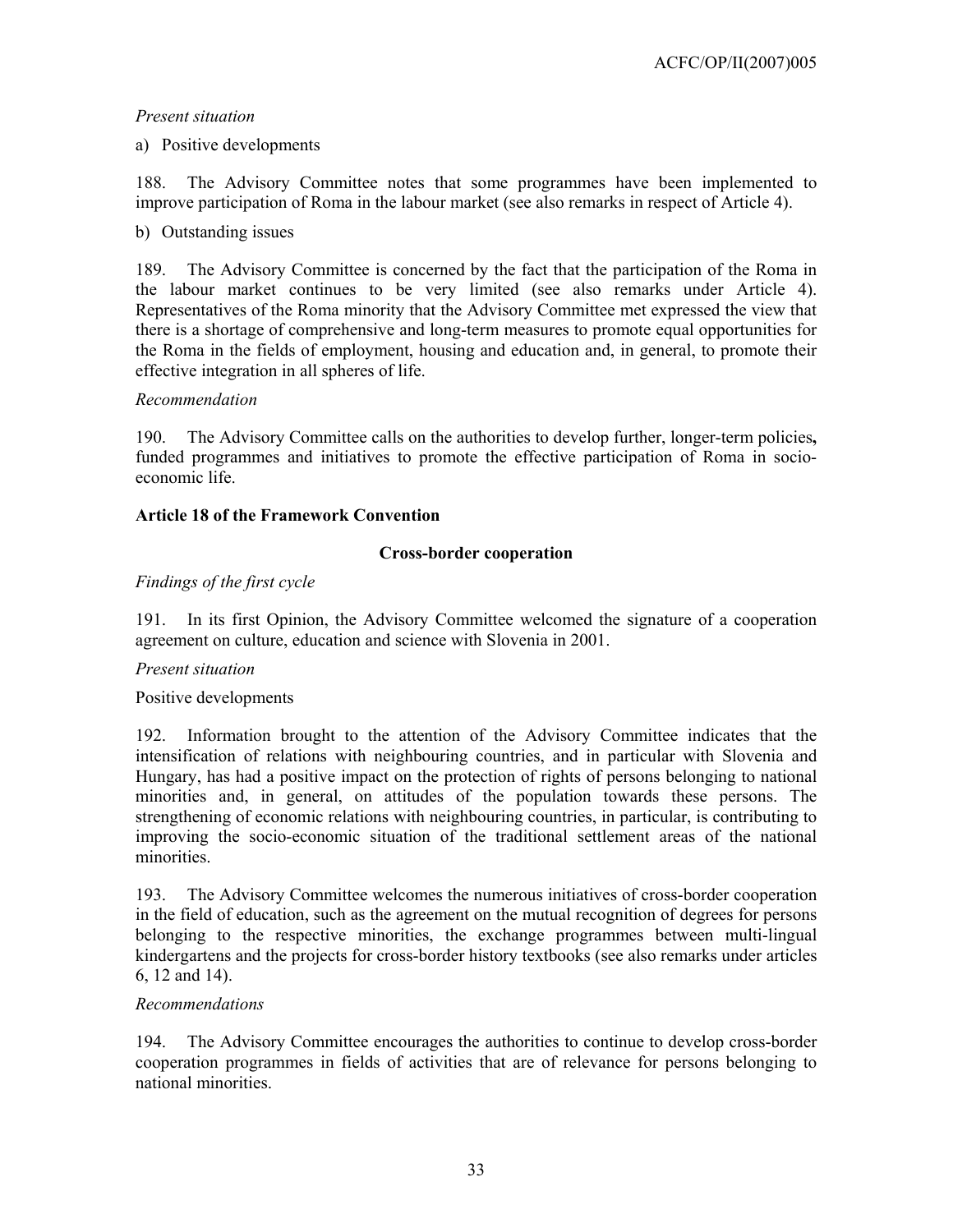*Present situation*

a) Positive developments

188. The Advisory Committee notes that some programmes have been implemented to improve participation of Roma in the labour market (see also remarks in respect of Article 4).

b) Outstanding issues

189. The Advisory Committee is concerned by the fact that the participation of the Roma in the labour market continues to be very limited (see also remarks under Article 4). Representatives of the Roma minority that the Advisory Committee met expressed the view that there is a shortage of comprehensive and long-term measures to promote equal opportunities for the Roma in the fields of employment, housing and education and, in general, to promote their effective integration in all spheres of life.

*Recommendation*

190. The Advisory Committee calls on the authorities to develop further, longer-term policies**,** funded programmes and initiatives to promote the effective participation of Roma in socio-economic life.

### Article 18 of the Framework Convention

#### Cross-border cooperation

*Findings of the first cycle*

191. In its first Opinion, the Advisory Committee welcomed the signature of a cooperation agreement on culture, education and science with Slovenia in 2001.

*Present situation*

Positive developments

192. Information brought to the attention of the Advisory Committee indicates that the intensification of relations with neighbouring countries, and in particular with Slovenia and Hungary, has had a positive impact on the protection of rights of persons belonging to national minorities and, in general, on attitudes of the population towards these persons. The strengthening of economic relations with neighbouring countries, in particular, is contributing to improving the socio-economic situation of the traditional settlement areas of the national minorities.

193. The Advisory Committee welcomes the numerous initiatives of cross-border cooperation in the field of education, such as the agreement on the mutual recognition of degrees for persons belonging to the respective minorities, the exchange programmes between multi-lingual kindergartens and the projects for cross-border history textbooks (see also remarks under articles 6, 12 and 14).

*Recommendations*

194. The Advisory Committee encourages the authorities to continue to develop cross-border cooperation programmes in fields of activities that are of relevance for persons belonging to national minorities.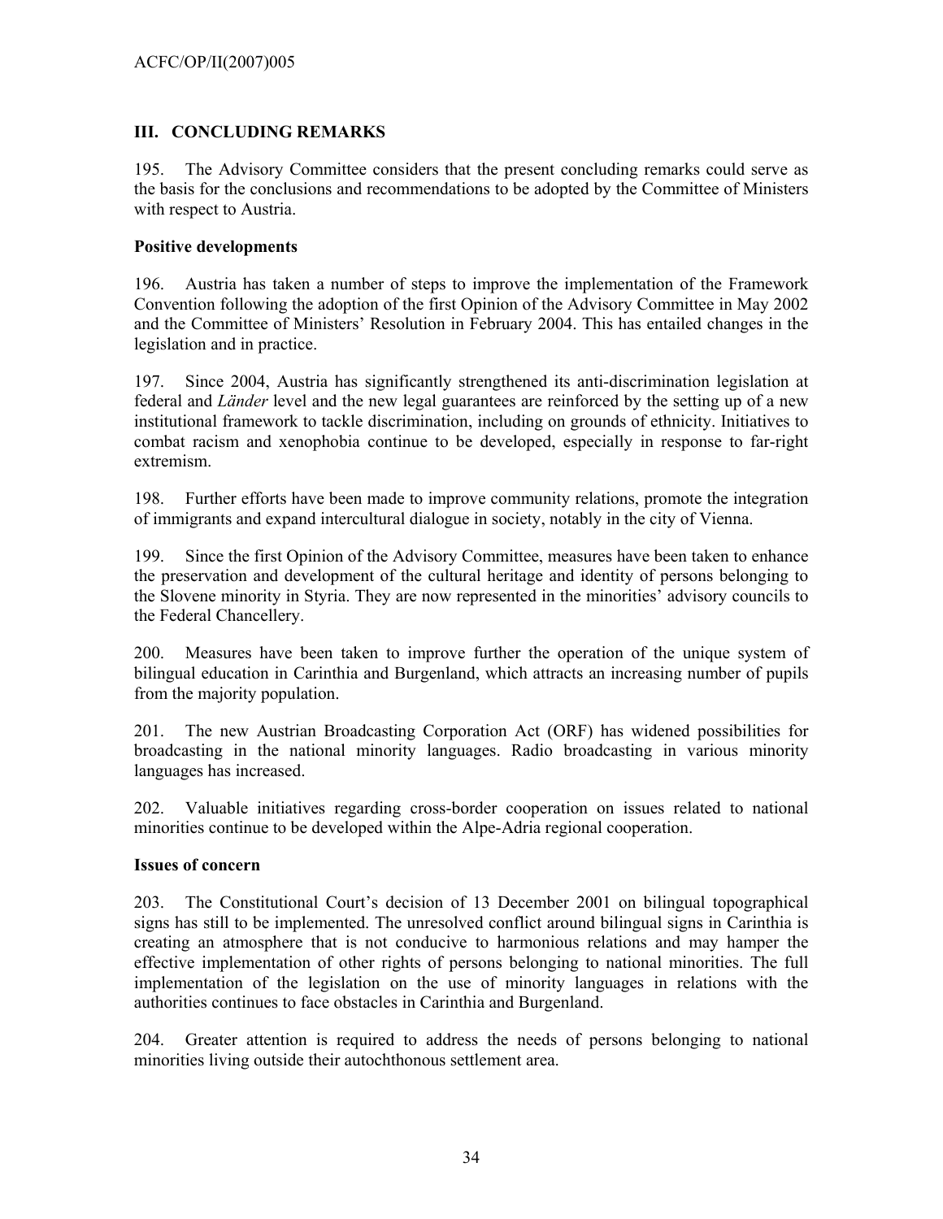## III. CONCLUDING REMARKS

195. The Advisory Committee considers that the present concluding remarks could serve as the basis for the conclusions and recommendations to be adopted by the Committee of Ministers with respect to Austria.

**Positive developments**

196. Austria has taken a number of steps to improve the implementation of the Framework Convention following the adoption of the first Opinion of the Advisory Committee in May 2002 and the Committee of Ministers' Resolution in February 2004. This has entailed changes in the legislation and in practice.

197. Since 2004, Austria has significantly strengthened its anti-discrimination legislation at federal and *Länder* level and the new legal guarantees are reinforced by the setting up of a new institutional framework to tackle discrimination, including on grounds of ethnicity. Initiatives to combat racism and xenophobia continue to be developed, especially in response to far-right extremism.

198. Further efforts have been made to improve community relations, promote the integration of immigrants and expand intercultural dialogue in society, notably in the city of Vienna.

199. Since the first Opinion of the Advisory Committee, measures have been taken to enhance the preservation and development of the cultural heritage and identity of persons belonging to the Slovene minority in Styria. They are now represented in the minorities' advisory councils to the Federal Chancellery.

200. Measures have been taken to improve further the operation of the unique system of bilingual education in Carinthia and Burgenland, which attracts an increasing number of pupils from the majority population.

201. The new Austrian Broadcasting Corporation Act (ORF) has widened possibilities for broadcasting in the national minority languages. Radio broadcasting in various minority languages has increased.

202. Valuable initiatives regarding cross-border cooperation on issues related to national minorities continue to be developed within the Alpe-Adria regional cooperation.

**Issues of concern**

203. The Constitutional Court's decision of 13 December 2001 on bilingual topographical signs has still to be implemented. The unresolved conflict around bilingual signs in Carinthia is creating an atmosphere that is not conducive to harmonious relations and may hamper the effective implementation of other rights of persons belonging to national minorities. The full implementation of the legislation on the use of minority languages in relations with the authorities continues to face obstacles in Carinthia and Burgenland.

204. Greater attention is required to address the needs of persons belonging to national minorities living outside their autochthonous settlement area.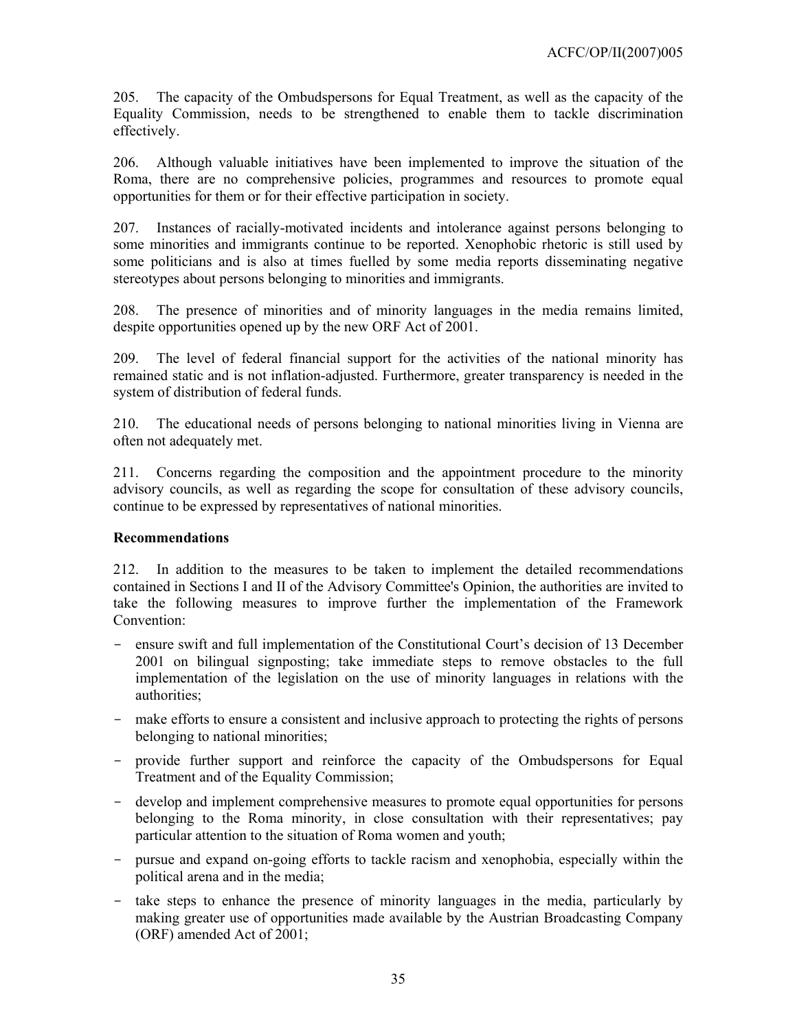205. The capacity of the Ombudspersons for Equal Treatment, as well as the capacity of the Equality Commission, needs to be strengthened to enable them to tackle discrimination effectively.

206. Although valuable initiatives have been implemented to improve the situation of the Roma, there are no comprehensive policies, programmes and resources to promote equal opportunities for them or for their effective participation in society.

207. Instances of racially-motivated incidents and intolerance against persons belonging to some minorities and immigrants continue to be reported. Xenophobic rhetoric is still used by some politicians and is also at times fuelled by some media reports disseminating negative stereotypes about persons belonging to minorities and immigrants.

208. The presence of minorities and of minority languages in the media remains limited, despite opportunities opened up by the new ORF Act of 2001.

209. The level of federal financial support for the activities of the national minority has remained static and is not inflation-adjusted. Furthermore, greater transparency is needed in the system of distribution of federal funds.

210. The educational needs of persons belonging to national minorities living in Vienna are often not adequately met.

211. Concerns regarding the composition and the appointment procedure to the minority advisory councils, as well as regarding the scope for consultation of these advisory councils, continue to be expressed by representatives of national minorities.

**Recommendations**

212. In addition to the measures to be taken to implement the detailed recommendations contained in Sections I and II of the Advisory Committee's Opinion, the authorities are invited to take the following measures to improve further the implementation of the Framework Convention:

- ensure swift and full implementation of the Constitutional Court's decision of 13 December 2001 on bilingual signposting; take immediate steps to remove obstacles to the full implementation of the legislation on the use of minority languages in relations with the authorities;
- make efforts to ensure a consistent and inclusive approach to protecting the rights of persons belonging to national minorities;
- provide further support and reinforce the capacity of the Ombudspersons for Equal Treatment and of the Equality Commission;
- develop and implement comprehensive measures to promote equal opportunities for persons belonging to the Roma minority, in close consultation with their representatives; pay particular attention to the situation of Roma women and youth;
- pursue and expand on-going efforts to tackle racism and xenophobia, especially within the political arena and in the media;
- take steps to enhance the presence of minority languages in the media, particularly by making greater use of opportunities made available by the Austrian Broadcasting Company (ORF) amended Act of 2001;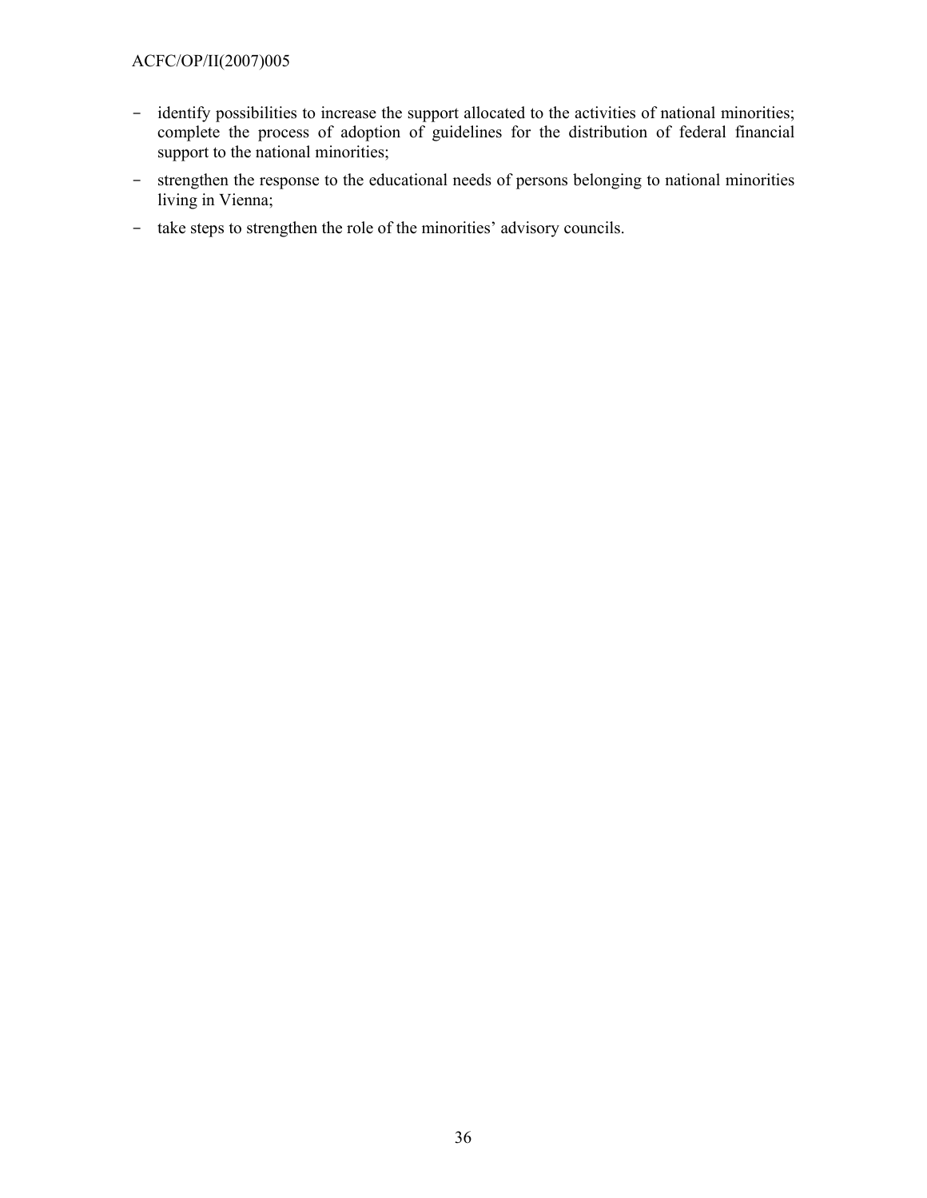- identify possibilities to increase the support allocated to the activities of national minorities; complete the process of adoption of guidelines for the distribution of federal financial support to the national minorities;
- strengthen the response to the educational needs of persons belonging to national minorities living in Vienna;
- take steps to strengthen the role of the minorities' advisory councils.